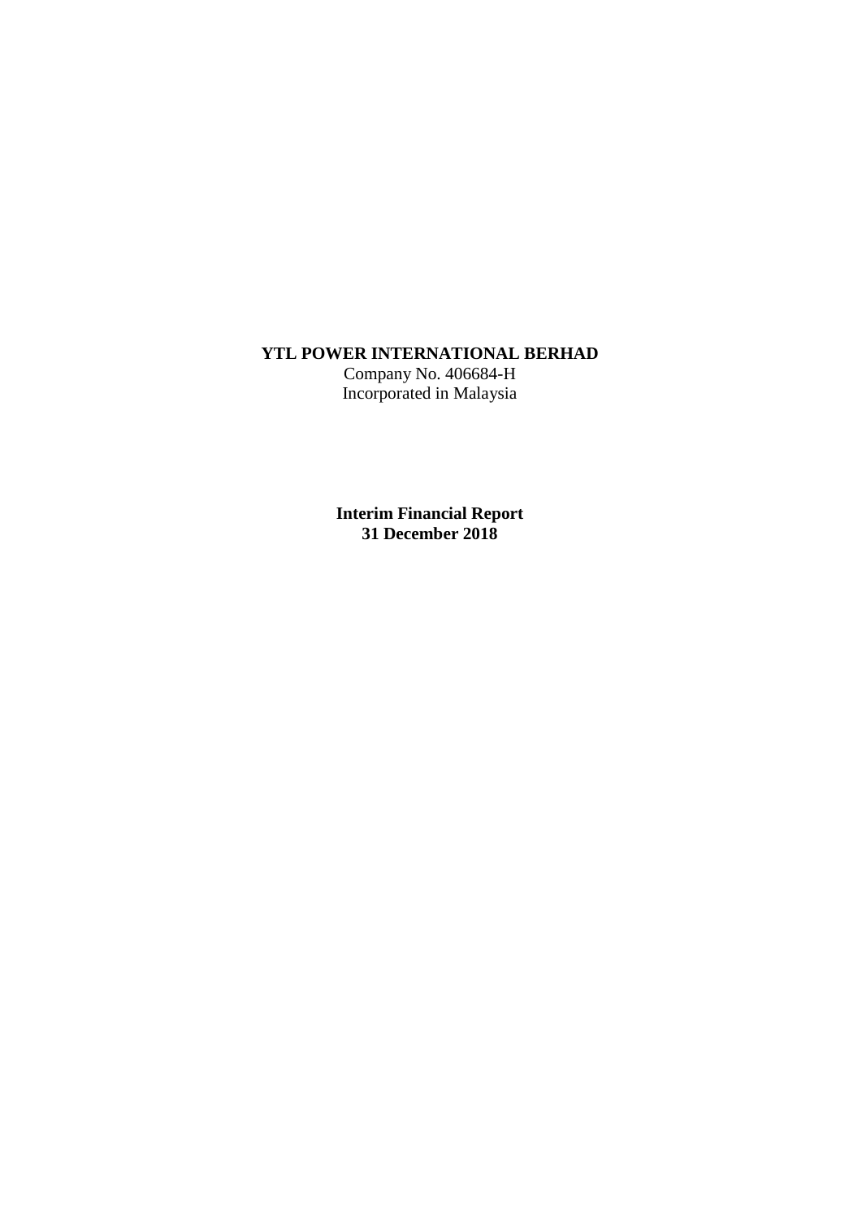**YTL POWER INTERNATIONAL BERHAD**
Company No. 406684-H
Incorporated in Malaysia

**Interim Financial Report**
**31 December 2018**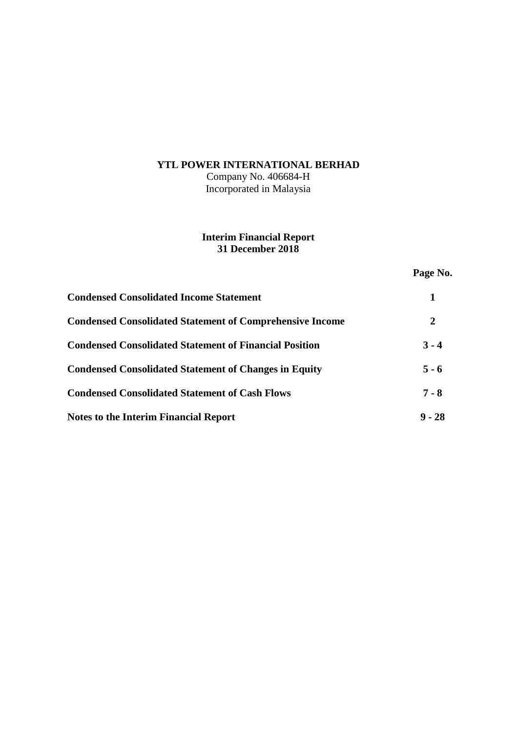**YTL POWER INTERNATIONAL BERHAD**
Company No. 406684-H
Incorporated in Malaysia

**Interim Financial Report**
**31 December 2018**

| | Page No. |
|---|---|
| **Condensed Consolidated Income Statement** | **1** |
| **Condensed Consolidated Statement of Comprehensive Income** | **2** |
| **Condensed Consolidated Statement of Financial Position** | **3 - 4** |
| **Condensed Consolidated Statement of Changes in Equity** | **5 - 6** |
| **Condensed Consolidated Statement of Cash Flows** | **7 - 8** |
| **Notes to the Interim Financial Report** | **9 - 28** |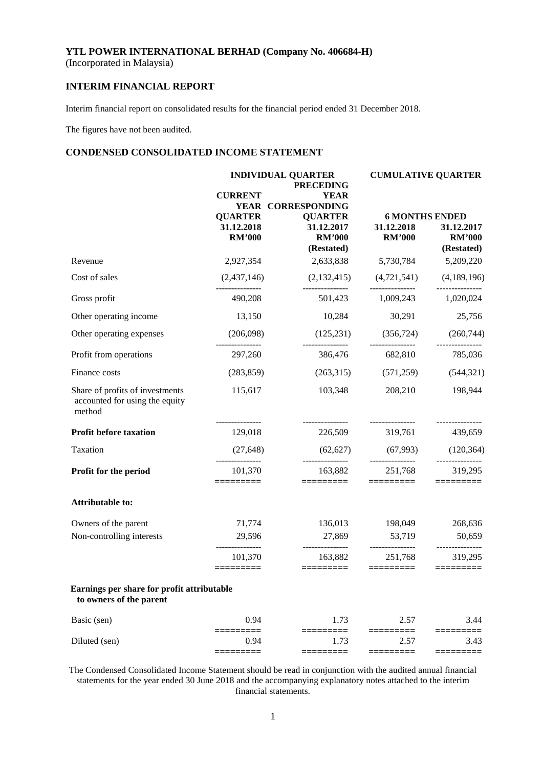**YTL POWER INTERNATIONAL BERHAD (Company No. 406684-H)**
(Incorporated in Malaysia)

## INTERIM FINANCIAL REPORT

Interim financial report on consolidated results for the financial period ended 31 December 2018.

The figures have not been audited.

## CONDENSED CONSOLIDATED INCOME STATEMENT

| | INDIVIDUAL QUARTER | | CUMULATIVE QUARTER | |
|---|---|---|---|---|
| | CURRENT YEAR QUARTER | PRECEDING YEAR CORRESPONDING QUARTER | 6 MONTHS ENDED | |
| | 31.12.2018 | 31.12.2017 | 31.12.2018 | 31.12.2017 |
| | RM'000 | RM'000 | RM'000 | RM'000 |
| | | (Restated) | | (Restated) |
| Revenue | 2,927,354 | 2,633,838 | 5,730,784 | 5,209,220 |
| Cost of sales | (2,437,146) | (2,132,415) | (4,721,541) | (4,189,196) |
| Gross profit | 490,208 | 501,423 | 1,009,243 | 1,020,024 |
| Other operating income | 13,150 | 10,284 | 30,291 | 25,756 |
| Other operating expenses | (206,098) | (125,231) | (356,724) | (260,744) |
| Profit from operations | 297,260 | 386,476 | 682,810 | 785,036 |
| Finance costs | (283,859) | (263,315) | (571,259) | (544,321) |
| Share of profits of investments accounted for using the equity method | 115,617 | 103,348 | 208,210 | 198,944 |
| **Profit before taxation** | 129,018 | 226,509 | 319,761 | 439,659 |
| Taxation | (27,648) | (62,627) | (67,993) | (120,364) |
| **Profit for the period** | 101,370 | 163,882 | 251,768 | 319,295 |
| **Attributable to:** | | | | |
| Owners of the parent | 71,774 | 136,013 | 198,049 | 268,636 |
| Non-controlling interests | 29,596 | 27,869 | 53,719 | 50,659 |
| | 101,370 | 163,882 | 251,768 | 319,295 |
| **Earnings per share for profit attributable to owners of the parent** | | | | |
| Basic (sen) | 0.94 | 1.73 | 2.57 | 3.44 |
| Diluted (sen) | 0.94 | 1.73 | 2.57 | 3.43 |

The Condensed Consolidated Income Statement should be read in conjunction with the audited annual financial statements for the year ended 30 June 2018 and the accompanying explanatory notes attached to the interim financial statements.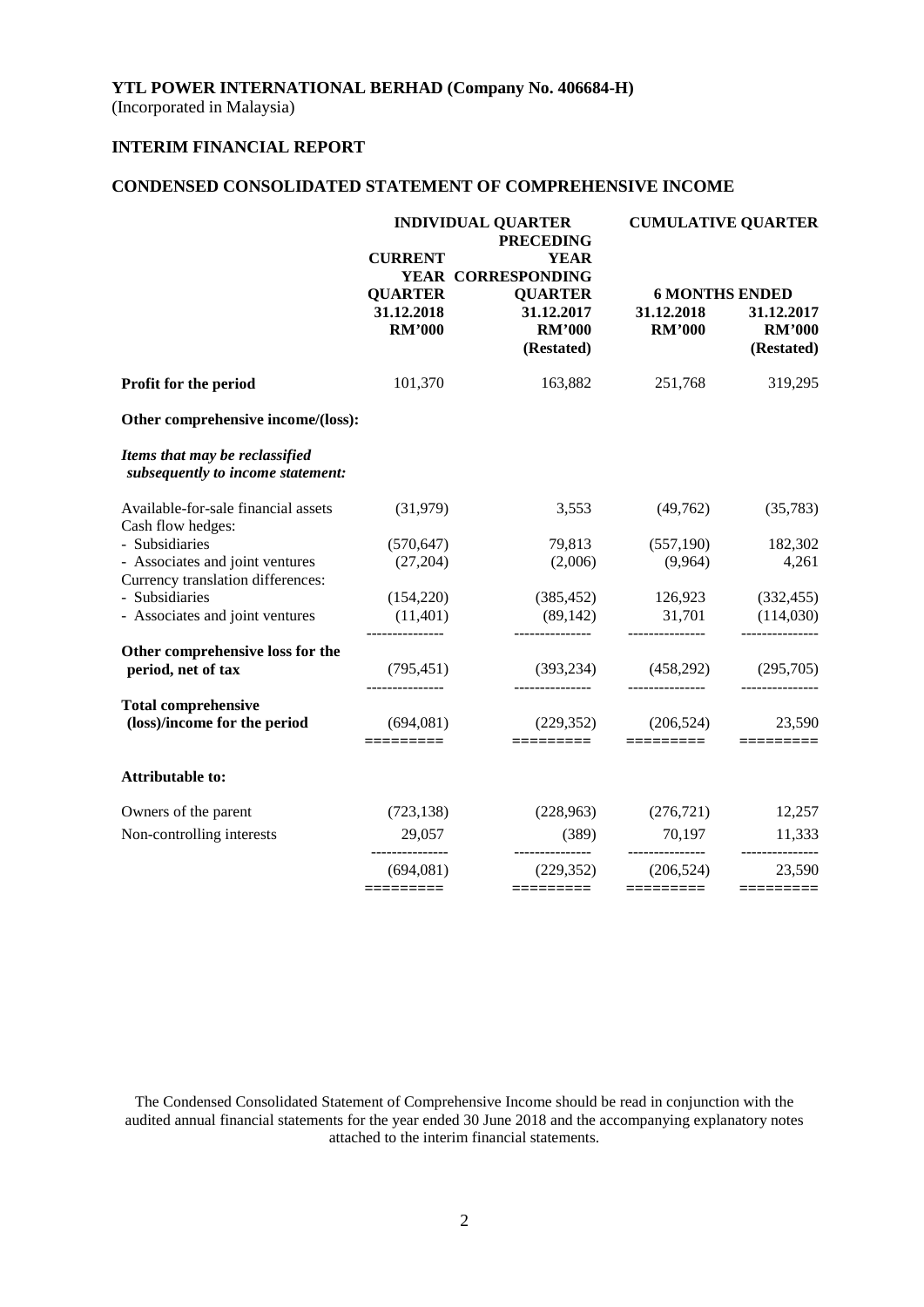**YTL POWER INTERNATIONAL BERHAD (Company No. 406684-H)**
(Incorporated in Malaysia)

**INTERIM FINANCIAL REPORT**

**CONDENSED CONSOLIDATED STATEMENT OF COMPREHENSIVE INCOME**

| | INDIVIDUAL QUARTER | | CUMULATIVE QUARTER | |
|---|---|---|---|---|
| | CURRENT YEAR QUARTER | PRECEDING YEAR CORRESPONDING QUARTER | 6 MONTHS ENDED | |
| | 31.12.2018 | 31.12.2017 | 31.12.2018 | 31.12.2017 |
| | RM'000 | RM'000 (Restated) | RM'000 | RM'000 (Restated) |
| **Profit for the period** | 101,370 | 163,882 | 251,768 | 319,295 |
| **Other comprehensive income/(loss):** | | | | |
| ***Items that may be reclassified subsequently to income statement:*** | | | | |
| Available-for-sale financial assets | (31,979) | 3,553 | (49,762) | (35,783) |
| Cash flow hedges: | | | | |
| - Subsidiaries | (570,647) | 79,813 | (557,190) | 182,302 |
| - Associates and joint ventures | (27,204) | (2,006) | (9,964) | 4,261 |
| Currency translation differences: | | | | |
| - Subsidiaries | (154,220) | (385,452) | 126,923 | (332,455) |
| - Associates and joint ventures | (11,401) | (89,142) | 31,701 | (114,030) |
| **Other comprehensive loss for the period, net of tax** | (795,451) | (393,234) | (458,292) | (295,705) |
| **Total comprehensive (loss)/income for the period** | (694,081) | (229,352) | (206,524) | 23,590 |
| **Attributable to:** | | | | |
| Owners of the parent | (723,138) | (228,963) | (276,721) | 12,257 |
| Non-controlling interests | 29,057 | (389) | 70,197 | 11,333 |
| | (694,081) | (229,352) | (206,524) | 23,590 |

The Condensed Consolidated Statement of Comprehensive Income should be read in conjunction with the audited annual financial statements for the year ended 30 June 2018 and the accompanying explanatory notes attached to the interim financial statements.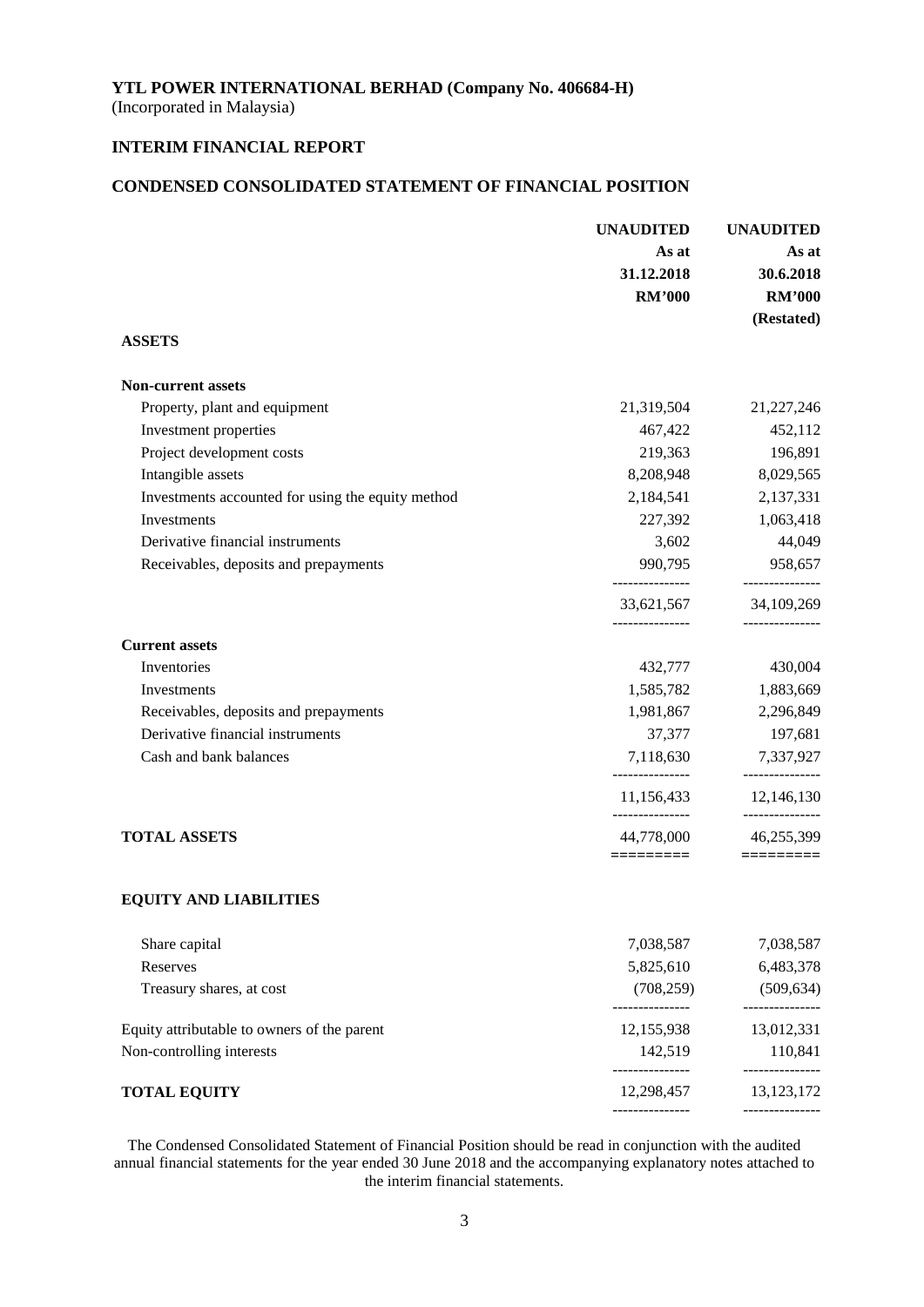**YTL POWER INTERNATIONAL BERHAD (Company No. 406684-H)**
(Incorporated in Malaysia)

**INTERIM FINANCIAL REPORT**

**CONDENSED CONSOLIDATED STATEMENT OF FINANCIAL POSITION**

| | UNAUDITED As at 31.12.2018 RM'000 | UNAUDITED As at 30.6.2018 RM'000 (Restated) |
|---|---|---|
| **ASSETS** | | |
| **Non-current assets** | | |
| Property, plant and equipment | 21,319,504 | 21,227,246 |
| Investment properties | 467,422 | 452,112 |
| Project development costs | 219,363 | 196,891 |
| Intangible assets | 8,208,948 | 8,029,565 |
| Investments accounted for using the equity method | 2,184,541 | 2,137,331 |
| Investments | 227,392 | 1,063,418 |
| Derivative financial instruments | 3,602 | 44,049 |
| Receivables, deposits and prepayments | 990,795 | 958,657 |
| | 33,621,567 | 34,109,269 |
| **Current assets** | | |
| Inventories | 432,777 | 430,004 |
| Investments | 1,585,782 | 1,883,669 |
| Receivables, deposits and prepayments | 1,981,867 | 2,296,849 |
| Derivative financial instruments | 37,377 | 197,681 |
| Cash and bank balances | 7,118,630 | 7,337,927 |
| | 11,156,433 | 12,146,130 |
| **TOTAL ASSETS** | 44,778,000 | 46,255,399 |
| **EQUITY AND LIABILITIES** | | |
| Share capital | 7,038,587 | 7,038,587 |
| Reserves | 5,825,610 | 6,483,378 |
| Treasury shares, at cost | (708,259) | (509,634) |
| Equity attributable to owners of the parent | 12,155,938 | 13,012,331 |
| Non-controlling interests | 142,519 | 110,841 |
| **TOTAL EQUITY** | 12,298,457 | 13,123,172 |

The Condensed Consolidated Statement of Financial Position should be read in conjunction with the audited annual financial statements for the year ended 30 June 2018 and the accompanying explanatory notes attached to the interim financial statements.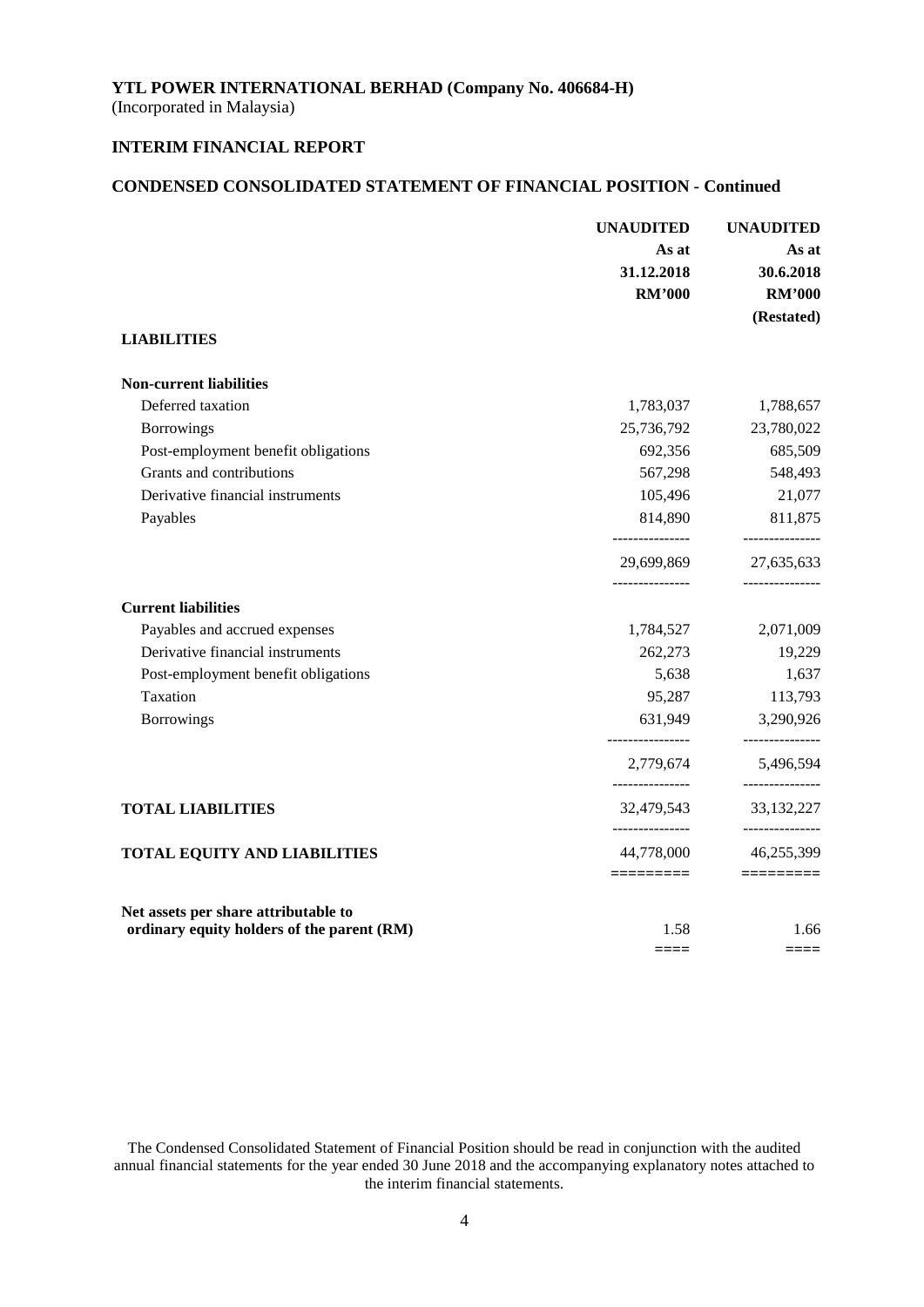**YTL POWER INTERNATIONAL BERHAD (Company No. 406684-H)**
(Incorporated in Malaysia)

**INTERIM FINANCIAL REPORT**

**CONDENSED CONSOLIDATED STATEMENT OF FINANCIAL POSITION - Continued**

| | UNAUDITED As at 31.12.2018 RM'000 | UNAUDITED As at 30.6.2018 RM'000 (Restated) |
|---|---|---|
| **LIABILITIES** | | |
| **Non-current liabilities** | | |
| Deferred taxation | 1,783,037 | 1,788,657 |
| Borrowings | 25,736,792 | 23,780,022 |
| Post-employment benefit obligations | 692,356 | 685,509 |
| Grants and contributions | 567,298 | 548,493 |
| Derivative financial instruments | 105,496 | 21,077 |
| Payables | 814,890 | 811,875 |
| | 29,699,869 | 27,635,633 |
| **Current liabilities** | | |
| Payables and accrued expenses | 1,784,527 | 2,071,009 |
| Derivative financial instruments | 262,273 | 19,229 |
| Post-employment benefit obligations | 5,638 | 1,637 |
| Taxation | 95,287 | 113,793 |
| Borrowings | 631,949 | 3,290,926 |
| | 2,779,674 | 5,496,594 |
| **TOTAL LIABILITIES** | 32,479,543 | 33,132,227 |
| **TOTAL EQUITY AND LIABILITIES** | 44,778,000 | 46,255,399 |
| **Net assets per share attributable to ordinary equity holders of the parent (RM)** | 1.58 | 1.66 |

The Condensed Consolidated Statement of Financial Position should be read in conjunction with the audited annual financial statements for the year ended 30 June 2018 and the accompanying explanatory notes attached to the interim financial statements.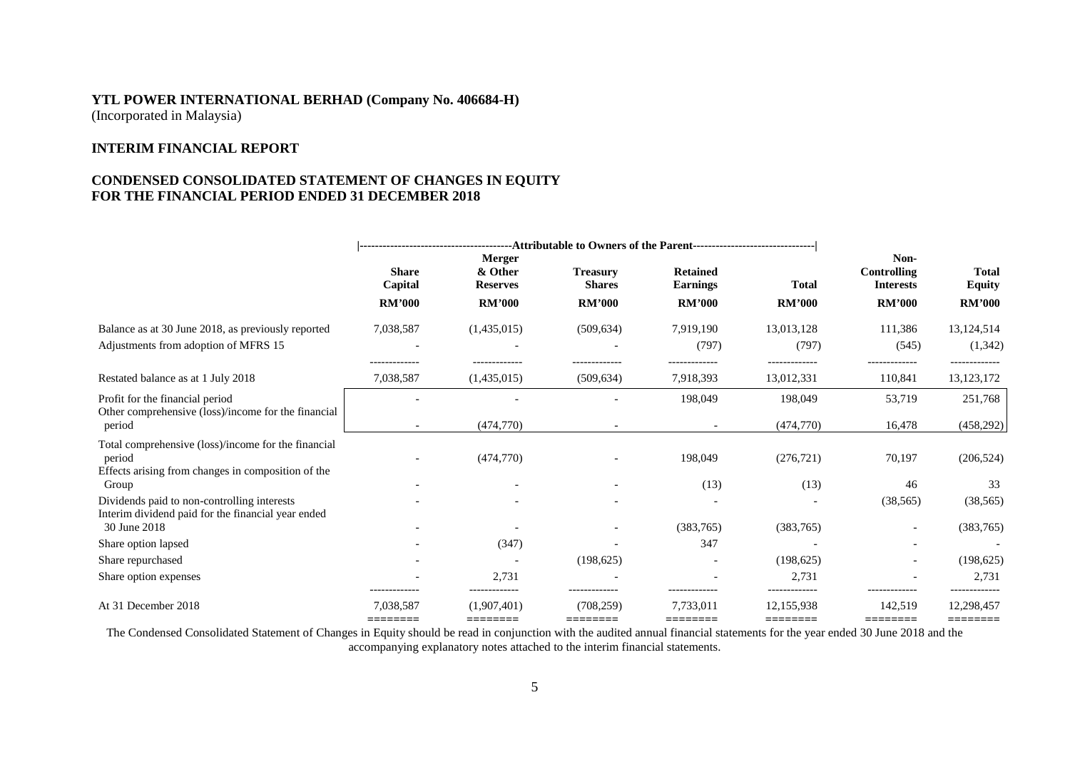**YTL POWER INTERNATIONAL BERHAD (Company No. 406684-H)**
(Incorporated in Malaysia)

**INTERIM FINANCIAL REPORT**

**CONDENSED CONSOLIDATED STATEMENT OF CHANGES IN EQUITY FOR THE FINANCIAL PERIOD ENDED 31 DECEMBER 2018**

| | Attributable to Owners of the Parent | | | | | | |
|---|---|---|---|---|---|---|---|
| | **Share Capital** | **Merger & Other Reserves** | **Treasury Shares** | **Retained Earnings** | **Total** | **Non-Controlling Interests** | **Total Equity** |
| | **RM'000** | **RM'000** | **RM'000** | **RM'000** | **RM'000** | **RM'000** | **RM'000** |
| Balance as at 30 June 2018, as previously reported | 7,038,587 | (1,435,015) | (509,634) | 7,919,190 | 13,013,128 | 111,386 | 13,124,514 |
| Adjustments from adoption of MFRS 15 | - | - | - | (797) | (797) | (545) | (1,342) |
| Restated balance as at 1 July 2018 | 7,038,587 | (1,435,015) | (509,634) | 7,918,393 | 13,012,331 | 110,841 | 13,123,172 |
| Profit for the financial period | - | - | - | 198,049 | 198,049 | 53,719 | 251,768 |
| Other comprehensive (loss)/income for the financial period | - | (474,770) | - | - | (474,770) | 16,478 | (458,292) |
| Total comprehensive (loss)/income for the financial period | - | (474,770) | - | 198,049 | (276,721) | 70,197 | (206,524) |
| Effects arising from changes in composition of the Group | - | - | - | (13) | (13) | 46 | 33 |
| Dividends paid to non-controlling interests | - | - | - | - | - | (38,565) | (38,565) |
| Interim dividend paid for the financial year ended 30 June 2018 | - | - | - | (383,765) | (383,765) | - | (383,765) |
| Share option lapsed | - | (347) | - | 347 | - | - | - |
| Share repurchased | - | - | (198,625) | - | (198,625) | - | (198,625) |
| Share option expenses | - | 2,731 | - | - | 2,731 | - | 2,731 |
| At 31 December 2018 | 7,038,587 | (1,907,401) | (708,259) | 7,733,011 | 12,155,938 | 142,519 | 12,298,457 |

The Condensed Consolidated Statement of Changes in Equity should be read in conjunction with the audited annual financial statements for the year ended 30 June 2018 and the accompanying explanatory notes attached to the interim financial statements.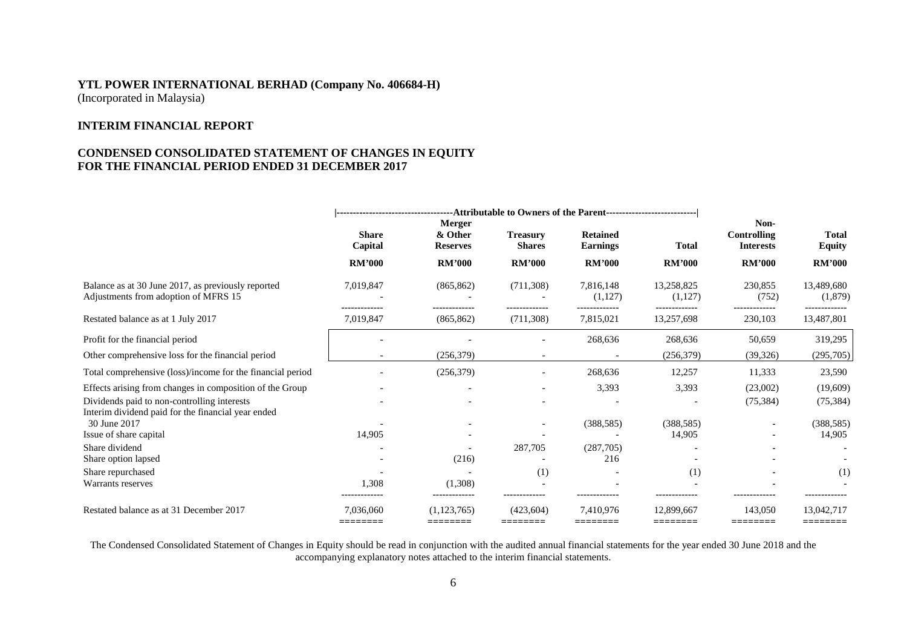**YTL POWER INTERNATIONAL BERHAD (Company No. 406684-H)**
(Incorporated in Malaysia)

**INTERIM FINANCIAL REPORT**

**CONDENSED CONSOLIDATED STATEMENT OF CHANGES IN EQUITY**
**FOR THE FINANCIAL PERIOD ENDED 31 DECEMBER 2017**

| | Attributable to Owners of the Parent | | | | | | |
|---|---|---|---|---|---|---|---|
| | **Share Capital** | **Merger & Other Reserves** | **Treasury Shares** | **Retained Earnings** | **Total** | **Non-Controlling Interests** | **Total Equity** |
| | **RM'000** | **RM'000** | **RM'000** | **RM'000** | **RM'000** | **RM'000** | **RM'000** |
| Balance as at 30 June 2017, as previously reported | 7,019,847 | (865,862) | (711,308) | 7,816,148 | 13,258,825 | 230,855 | 13,489,680 |
| Adjustments from adoption of MFRS 15 | - | - | - | (1,127) | (1,127) | (752) | (1,879) |
| Restated balance as at 1 July 2017 | 7,019,847 | (865,862) | (711,308) | 7,815,021 | 13,257,698 | 230,103 | 13,487,801 |
| Profit for the financial period | - | - | - | 268,636 | 268,636 | 50,659 | 319,295 |
| Other comprehensive loss for the financial period | - | (256,379) | - | - | (256,379) | (39,326) | (295,705) |
| Total comprehensive (loss)/income for the financial period | - | (256,379) | - | 268,636 | 12,257 | 11,333 | 23,590 |
| Effects arising from changes in composition of the Group | - | - | - | 3,393 | 3,393 | (23,002) | (19,609) |
| Dividends paid to non-controlling interests | - | - | - | - | - | (75,384) | (75,384) |
| Interim dividend paid for the financial year ended 30 June 2017 | - | - | - | (388,585) | (388,585) | - | (388,585) |
| Issue of share capital | 14,905 | - | - | - | 14,905 | - | 14,905 |
| Share dividend | - | - | 287,705 | (287,705) | - | - | - |
| Share option lapsed | - | (216) | - | 216 | - | - | - |
| Share repurchased | - | - | (1) | - | (1) | - | (1) |
| Warrants reserves | 1,308 | (1,308) | - | - | - | - | - |
| Restated balance as at 31 December 2017 | 7,036,060 | (1,123,765) | (423,604) | 7,410,976 | 12,899,667 | 143,050 | 13,042,717 |

The Condensed Consolidated Statement of Changes in Equity should be read in conjunction with the audited annual financial statements for the year ended 30 June 2018 and the accompanying explanatory notes attached to the interim financial statements.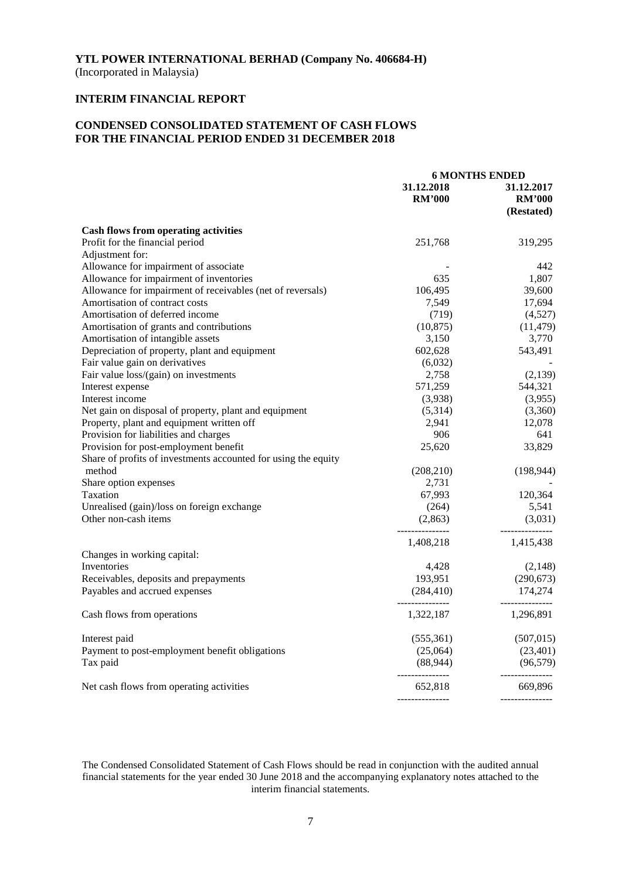**YTL POWER INTERNATIONAL BERHAD (Company No. 406684-H)**
(Incorporated in Malaysia)

**INTERIM FINANCIAL REPORT**

**CONDENSED CONSOLIDATED STATEMENT OF CASH FLOWS**
**FOR THE FINANCIAL PERIOD ENDED 31 DECEMBER 2018**

| | 6 MONTHS ENDED | |
|---|---|---|
| | 31.12.2018 RM'000 | 31.12.2017 RM'000 (Restated) |
| **Cash flows from operating activities** | | |
| Profit for the financial period | 251,768 | 319,295 |
| Adjustment for: | | |
| Allowance for impairment of associate | - | 442 |
| Allowance for impairment of inventories | 635 | 1,807 |
| Allowance for impairment of receivables (net of reversals) | 106,495 | 39,600 |
| Amortisation of contract costs | 7,549 | 17,694 |
| Amortisation of deferred income | (719) | (4,527) |
| Amortisation of grants and contributions | (10,875) | (11,479) |
| Amortisation of intangible assets | 3,150 | 3,770 |
| Depreciation of property, plant and equipment | 602,628 | 543,491 |
| Fair value gain on derivatives | (6,032) | - |
| Fair value loss/(gain) on investments | 2,758 | (2,139) |
| Interest expense | 571,259 | 544,321 |
| Interest income | (3,938) | (3,955) |
| Net gain on disposal of property, plant and equipment | (5,314) | (3,360) |
| Property, plant and equipment written off | 2,941 | 12,078 |
| Provision for liabilities and charges | 906 | 641 |
| Provision for post-employment benefit | 25,620 | 33,829 |
| Share of profits of investments accounted for using the equity method | (208,210) | (198,944) |
| Share option expenses | 2,731 | - |
| Taxation | 67,993 | 120,364 |
| Unrealised (gain)/loss on foreign exchange | (264) | 5,541 |
| Other non-cash items | (2,863) | (3,031) |
| | 1,408,218 | 1,415,438 |
| Changes in working capital: | | |
| Inventories | 4,428 | (2,148) |
| Receivables, deposits and prepayments | 193,951 | (290,673) |
| Payables and accrued expenses | (284,410) | 174,274 |
| Cash flows from operations | 1,322,187 | 1,296,891 |
| Interest paid | (555,361) | (507,015) |
| Payment to post-employment benefit obligations | (25,064) | (23,401) |
| Tax paid | (88,944) | (96,579) |
| Net cash flows from operating activities | 652,818 | 669,896 |

The Condensed Consolidated Statement of Cash Flows should be read in conjunction with the audited annual financial statements for the year ended 30 June 2018 and the accompanying explanatory notes attached to the interim financial statements.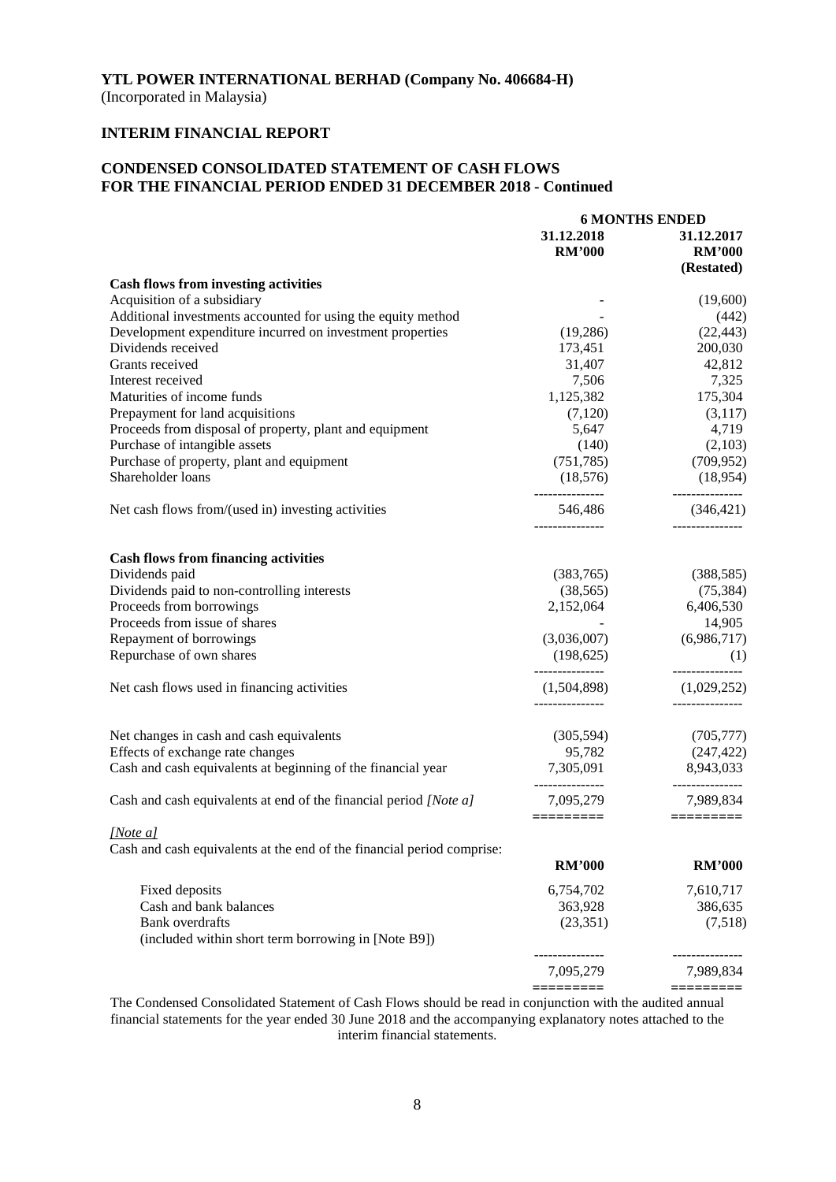**YTL POWER INTERNATIONAL BERHAD (Company No. 406684-H)**
(Incorporated in Malaysia)

**INTERIM FINANCIAL REPORT**

**CONDENSED CONSOLIDATED STATEMENT OF CASH FLOWS**
**FOR THE FINANCIAL PERIOD ENDED 31 DECEMBER 2018 - Continued**

| | 6 MONTHS ENDED | |
|---|---|---|
| | 31.12.2018 RM'000 | 31.12.2017 RM'000 (Restated) |
| **Cash flows from investing activities** | | |
| Acquisition of a subsidiary | - | (19,600) |
| Additional investments accounted for using the equity method | - | (442) |
| Development expenditure incurred on investment properties | (19,286) | (22,443) |
| Dividends received | 173,451 | 200,030 |
| Grants received | 31,407 | 42,812 |
| Interest received | 7,506 | 7,325 |
| Maturities of income funds | 1,125,382 | 175,304 |
| Prepayment for land acquisitions | (7,120) | (3,117) |
| Proceeds from disposal of property, plant and equipment | 5,647 | 4,719 |
| Purchase of intangible assets | (140) | (2,103) |
| Purchase of property, plant and equipment | (751,785) | (709,952) |
| Shareholder loans | (18,576) | (18,954) |
| Net cash flows from/(used in) investing activities | 546,486 | (346,421) |
| **Cash flows from financing activities** | | |
| Dividends paid | (383,765) | (388,585) |
| Dividends paid to non-controlling interests | (38,565) | (75,384) |
| Proceeds from borrowings | 2,152,064 | 6,406,530 |
| Proceeds from issue of shares | - | 14,905 |
| Repayment of borrowings | (3,036,007) | (6,986,717) |
| Repurchase of own shares | (198,625) | (1) |
| Net cash flows used in financing activities | (1,504,898) | (1,029,252) |
| Net changes in cash and cash equivalents | (305,594) | (705,777) |
| Effects of exchange rate changes | 95,782 | (247,422) |
| Cash and cash equivalents at beginning of the financial year | 7,305,091 | 8,943,033 |
| Cash and cash equivalents at end of the financial period *[Note a]* | 7,095,279 | 7,989,834 |

*[Note a]*
Cash and cash equivalents at the end of the financial period comprise:

| | RM'000 | RM'000 |
|---|---|---|
| Fixed deposits | 6,754,702 | 7,610,717 |
| Cash and bank balances | 363,928 | 386,635 |
| Bank overdrafts (included within short term borrowing in [Note B9]) | (23,351) | (7,518) |
| | 7,095,279 | 7,989,834 |

The Condensed Consolidated Statement of Cash Flows should be read in conjunction with the audited annual financial statements for the year ended 30 June 2018 and the accompanying explanatory notes attached to the interim financial statements.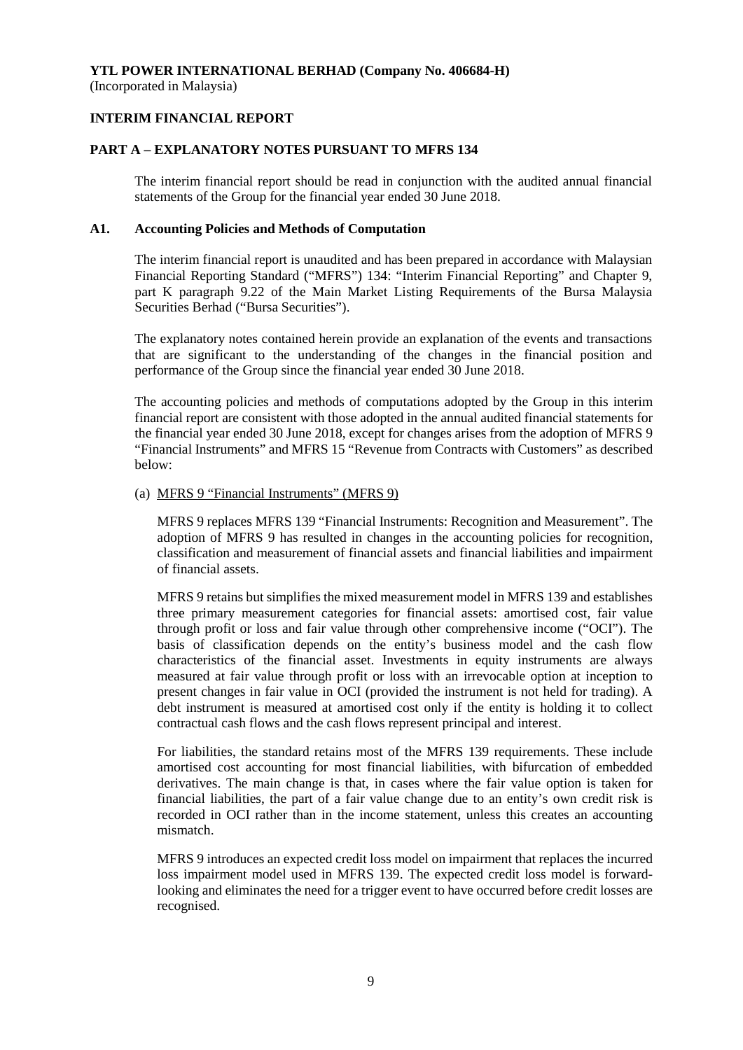**YTL POWER INTERNATIONAL BERHAD (Company No. 406684-H)**
(Incorporated in Malaysia)

**INTERIM FINANCIAL REPORT**

**PART A – EXPLANATORY NOTES PURSUANT TO MFRS 134**

The interim financial report should be read in conjunction with the audited annual financial statements of the Group for the financial year ended 30 June 2018.

**A1. Accounting Policies and Methods of Computation**

The interim financial report is unaudited and has been prepared in accordance with Malaysian Financial Reporting Standard ("MFRS") 134: "Interim Financial Reporting" and Chapter 9, part K paragraph 9.22 of the Main Market Listing Requirements of the Bursa Malaysia Securities Berhad ("Bursa Securities").

The explanatory notes contained herein provide an explanation of the events and transactions that are significant to the understanding of the changes in the financial position and performance of the Group since the financial year ended 30 June 2018.

The accounting policies and methods of computations adopted by the Group in this interim financial report are consistent with those adopted in the annual audited financial statements for the financial year ended 30 June 2018, except for changes arises from the adoption of MFRS 9 "Financial Instruments" and MFRS 15 "Revenue from Contracts with Customers" as described below:

(a) MFRS 9 "Financial Instruments" (MFRS 9)

MFRS 9 replaces MFRS 139 "Financial Instruments: Recognition and Measurement". The adoption of MFRS 9 has resulted in changes in the accounting policies for recognition, classification and measurement of financial assets and financial liabilities and impairment of financial assets.

MFRS 9 retains but simplifies the mixed measurement model in MFRS 139 and establishes three primary measurement categories for financial assets: amortised cost, fair value through profit or loss and fair value through other comprehensive income ("OCI"). The basis of classification depends on the entity's business model and the cash flow characteristics of the financial asset. Investments in equity instruments are always measured at fair value through profit or loss with an irrevocable option at inception to present changes in fair value in OCI (provided the instrument is not held for trading). A debt instrument is measured at amortised cost only if the entity is holding it to collect contractual cash flows and the cash flows represent principal and interest.

For liabilities, the standard retains most of the MFRS 139 requirements. These include amortised cost accounting for most financial liabilities, with bifurcation of embedded derivatives. The main change is that, in cases where the fair value option is taken for financial liabilities, the part of a fair value change due to an entity's own credit risk is recorded in OCI rather than in the income statement, unless this creates an accounting mismatch.

MFRS 9 introduces an expected credit loss model on impairment that replaces the incurred loss impairment model used in MFRS 139. The expected credit loss model is forward-looking and eliminates the need for a trigger event to have occurred before credit losses are recognised.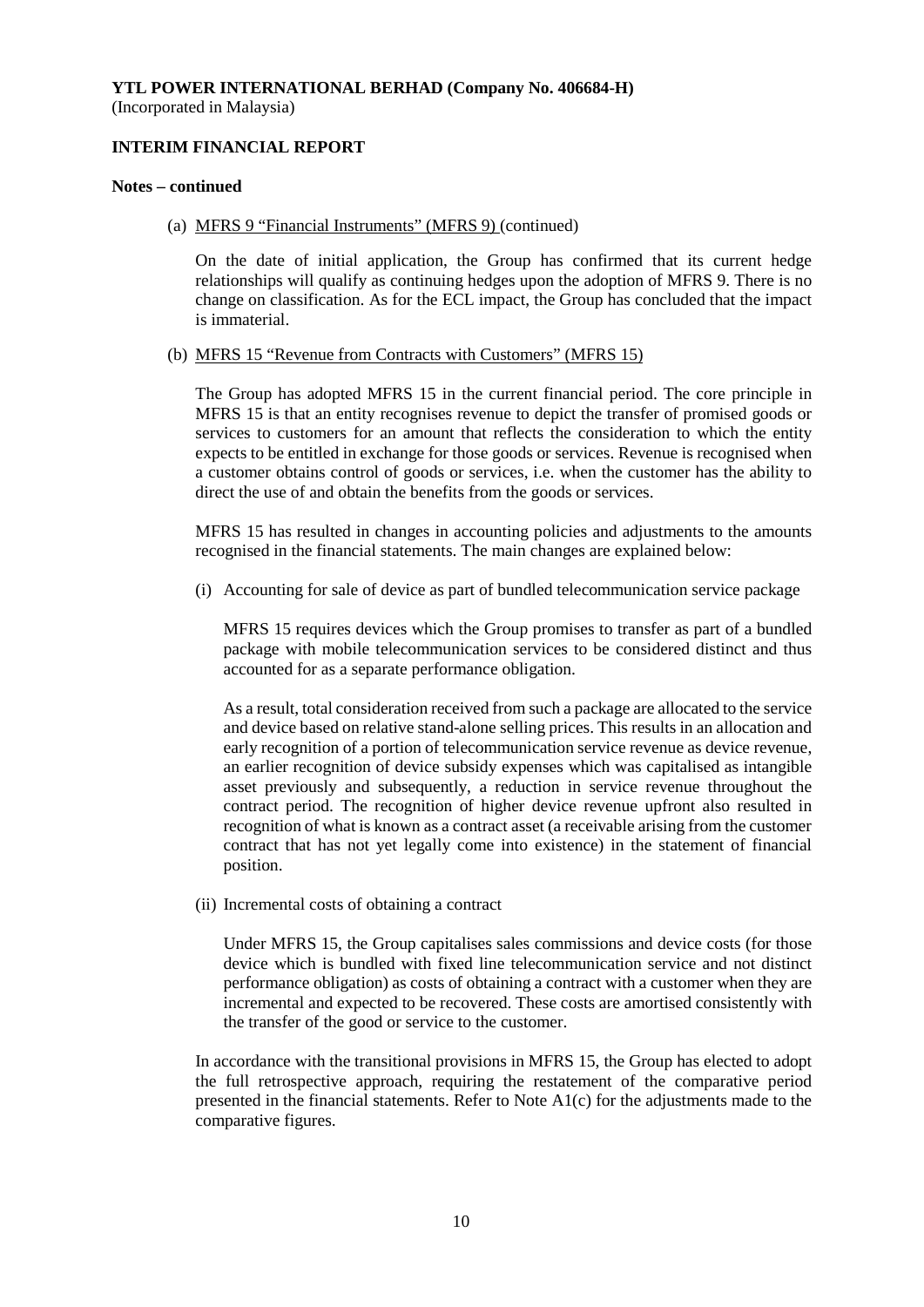**YTL POWER INTERNATIONAL BERHAD (Company No. 406684-H)**
(Incorporated in Malaysia)

**INTERIM FINANCIAL REPORT**

**Notes – continued**

(a) MFRS 9 "Financial Instruments" (MFRS 9) (continued)

On the date of initial application, the Group has confirmed that its current hedge relationships will qualify as continuing hedges upon the adoption of MFRS 9. There is no change on classification. As for the ECL impact, the Group has concluded that the impact is immaterial.

(b) MFRS 15 "Revenue from Contracts with Customers" (MFRS 15)

The Group has adopted MFRS 15 in the current financial period. The core principle in MFRS 15 is that an entity recognises revenue to depict the transfer of promised goods or services to customers for an amount that reflects the consideration to which the entity expects to be entitled in exchange for those goods or services. Revenue is recognised when a customer obtains control of goods or services, i.e. when the customer has the ability to direct the use of and obtain the benefits from the goods or services.

MFRS 15 has resulted in changes in accounting policies and adjustments to the amounts recognised in the financial statements. The main changes are explained below:

(i) Accounting for sale of device as part of bundled telecommunication service package

MFRS 15 requires devices which the Group promises to transfer as part of a bundled package with mobile telecommunication services to be considered distinct and thus accounted for as a separate performance obligation.

As a result, total consideration received from such a package are allocated to the service and device based on relative stand-alone selling prices. This results in an allocation and early recognition of a portion of telecommunication service revenue as device revenue, an earlier recognition of device subsidy expenses which was capitalised as intangible asset previously and subsequently, a reduction in service revenue throughout the contract period. The recognition of higher device revenue upfront also resulted in recognition of what is known as a contract asset (a receivable arising from the customer contract that has not yet legally come into existence) in the statement of financial position.

(ii) Incremental costs of obtaining a contract

Under MFRS 15, the Group capitalises sales commissions and device costs (for those device which is bundled with fixed line telecommunication service and not distinct performance obligation) as costs of obtaining a contract with a customer when they are incremental and expected to be recovered. These costs are amortised consistently with the transfer of the good or service to the customer.

In accordance with the transitional provisions in MFRS 15, the Group has elected to adopt the full retrospective approach, requiring the restatement of the comparative period presented in the financial statements. Refer to Note A1(c) for the adjustments made to the comparative figures.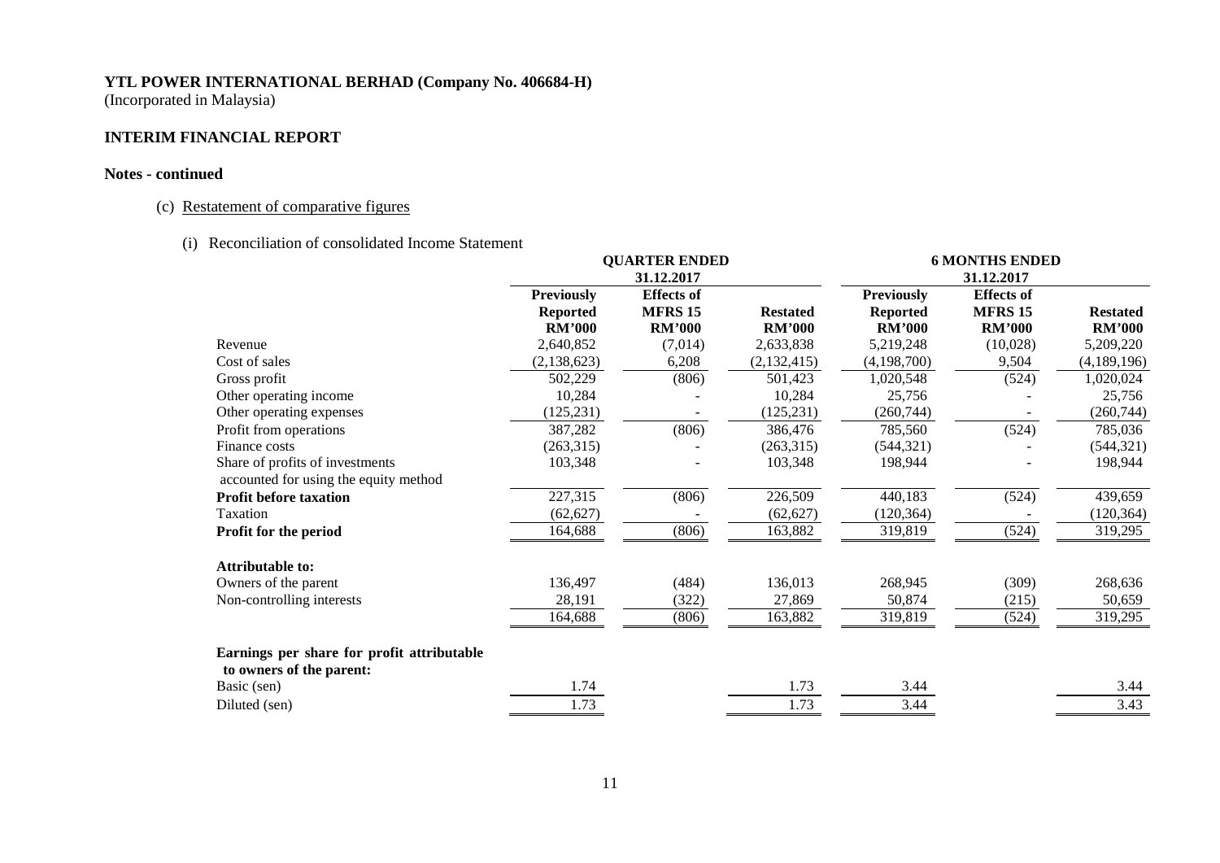**YTL POWER INTERNATIONAL BERHAD (Company No. 406684-H)**
(Incorporated in Malaysia)

**INTERIM FINANCIAL REPORT**

**Notes - continued**

(c) Restatement of comparative figures

(i) Reconciliation of consolidated Income Statement

| | QUARTER ENDED 31.12.2017 | | | 6 MONTHS ENDED 31.12.2017 | | |
|---|---|---|---|---|---|---|
| | **Previously Reported RM'000** | **Effects of MFRS 15 RM'000** | **Restated RM'000** | **Previously Reported RM'000** | **Effects of MFRS 15 RM'000** | **Restated RM'000** |
| Revenue | 2,640,852 | (7,014) | 2,633,838 | 5,219,248 | (10,028) | 5,209,220 |
| Cost of sales | (2,138,623) | 6,208 | (2,132,415) | (4,198,700) | 9,504 | (4,189,196) |
| Gross profit | 502,229 | (806) | 501,423 | 1,020,548 | (524) | 1,020,024 |
| Other operating income | 10,284 | - | 10,284 | 25,756 | - | 25,756 |
| Other operating expenses | (125,231) | - | (125,231) | (260,744) | - | (260,744) |
| Profit from operations | 387,282 | (806) | 386,476 | 785,560 | (524) | 785,036 |
| Finance costs | (263,315) | - | (263,315) | (544,321) | - | (544,321) |
| Share of profits of investments accounted for using the equity method | 103,348 | - | 103,348 | 198,944 | - | 198,944 |
| **Profit before taxation** | 227,315 | (806) | 226,509 | 440,183 | (524) | 439,659 |
| Taxation | (62,627) | - | (62,627) | (120,364) | - | (120,364) |
| **Profit for the period** | 164,688 | (806) | 163,882 | 319,819 | (524) | 319,295 |
| | | | | | | |
| **Attributable to:** | | | | | | |
| Owners of the parent | 136,497 | (484) | 136,013 | 268,945 | (309) | 268,636 |
| Non-controlling interests | 28,191 | (322) | 27,869 | 50,874 | (215) | 50,659 |
| | 164,688 | (806) | 163,882 | 319,819 | (524) | 319,295 |
| | | | | | | |
| **Earnings per share for profit attributable to owners of the parent:** | | | | | | |
| Basic (sen) | 1.74 | | 1.73 | 3.44 | | 3.44 |
| Diluted (sen) | 1.73 | | 1.73 | 3.44 | | 3.43 |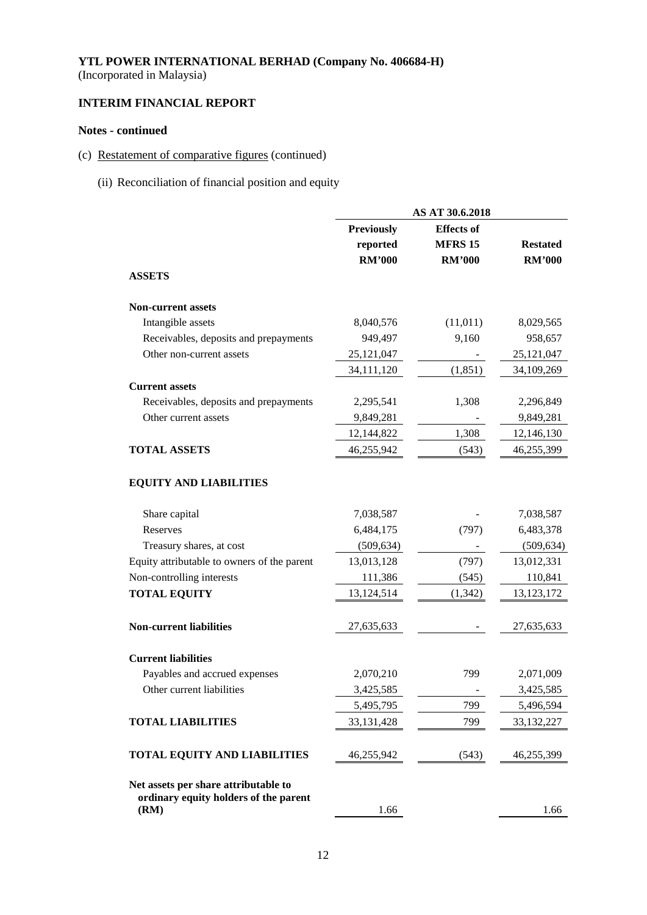**YTL POWER INTERNATIONAL BERHAD (Company No. 406684-H)**
(Incorporated in Malaysia)

**INTERIM FINANCIAL REPORT**

**Notes - continued**

(c) Restatement of comparative figures (continued)

(ii) Reconciliation of financial position and equity

| | AS AT 30.6.2018 | | |
|---|---|---|---|
| | **Previously reported RM'000** | **Effects of MFRS 15 RM'000** | **Restated RM'000** |
| **ASSETS** | | | |
| **Non-current assets** | | | |
| Intangible assets | 8,040,576 | (11,011) | 8,029,565 |
| Receivables, deposits and prepayments | 949,497 | 9,160 | 958,657 |
| Other non-current assets | 25,121,047 | - | 25,121,047 |
| | 34,111,120 | (1,851) | 34,109,269 |
| **Current assets** | | | |
| Receivables, deposits and prepayments | 2,295,541 | 1,308 | 2,296,849 |
| Other current assets | 9,849,281 | - | 9,849,281 |
| | 12,144,822 | 1,308 | 12,146,130 |
| **TOTAL ASSETS** | 46,255,942 | (543) | 46,255,399 |
| **EQUITY AND LIABILITIES** | | | |
| Share capital | 7,038,587 | - | 7,038,587 |
| Reserves | 6,484,175 | (797) | 6,483,378 |
| Treasury shares, at cost | (509,634) | - | (509,634) |
| Equity attributable to owners of the parent | 13,013,128 | (797) | 13,012,331 |
| Non-controlling interests | 111,386 | (545) | 110,841 |
| **TOTAL EQUITY** | 13,124,514 | (1,342) | 13,123,172 |
| **Non-current liabilities** | 27,635,633 | - | 27,635,633 |
| **Current liabilities** | | | |
| Payables and accrued expenses | 2,070,210 | 799 | 2,071,009 |
| Other current liabilities | 3,425,585 | - | 3,425,585 |
| | 5,495,795 | 799 | 5,496,594 |
| **TOTAL LIABILITIES** | 33,131,428 | 799 | 33,132,227 |
| **TOTAL EQUITY AND LIABILITIES** | 46,255,942 | (543) | 46,255,399 |
| **Net assets per share attributable to ordinary equity holders of the parent (RM)** | 1.66 | | 1.66 |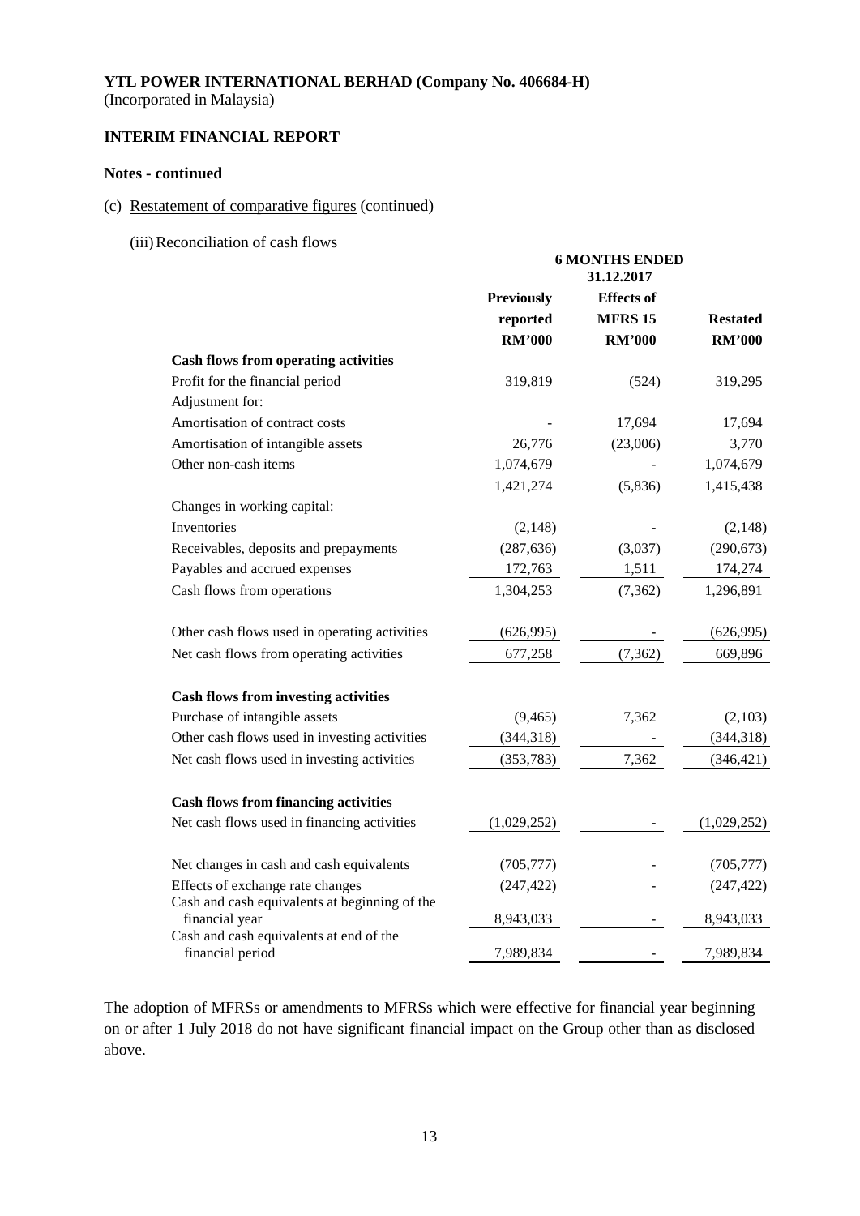**YTL POWER INTERNATIONAL BERHAD (Company No. 406684-H)**
(Incorporated in Malaysia)

**INTERIM FINANCIAL REPORT**

**Notes - continued**

(c) Restatement of comparative figures (continued)

(iii) Reconciliation of cash flows

| | **6 MONTHS ENDED 31.12.2017** | | |
|---|---|---|---|
| | **Previously reported RM'000** | **Effects of MFRS 15 RM'000** | **Restated RM'000** |
| **Cash flows from operating activities** | | | |
| Profit for the financial period | 319,819 | (524) | 319,295 |
| Adjustment for: | | | |
| Amortisation of contract costs | - | 17,694 | 17,694 |
| Amortisation of intangible assets | 26,776 | (23,006) | 3,770 |
| Other non-cash items | 1,074,679 | - | 1,074,679 |
| | 1,421,274 | (5,836) | 1,415,438 |
| Changes in working capital: | | | |
| Inventories | (2,148) | - | (2,148) |
| Receivables, deposits and prepayments | (287,636) | (3,037) | (290,673) |
| Payables and accrued expenses | 172,763 | 1,511 | 174,274 |
| Cash flows from operations | 1,304,253 | (7,362) | 1,296,891 |
| Other cash flows used in operating activities | (626,995) | - | (626,995) |
| Net cash flows from operating activities | 677,258 | (7,362) | 669,896 |
| **Cash flows from investing activities** | | | |
| Purchase of intangible assets | (9,465) | 7,362 | (2,103) |
| Other cash flows used in investing activities | (344,318) | - | (344,318) |
| Net cash flows used in investing activities | (353,783) | 7,362 | (346,421) |
| **Cash flows from financing activities** | | | |
| Net cash flows used in financing activities | (1,029,252) | - | (1,029,252) |
| Net changes in cash and cash equivalents | (705,777) | - | (705,777) |
| Effects of exchange rate changes | (247,422) | - | (247,422) |
| Cash and cash equivalents at beginning of the financial year | 8,943,033 | - | 8,943,033 |
| Cash and cash equivalents at end of the financial period | 7,989,834 | - | 7,989,834 |

The adoption of MFRSs or amendments to MFRSs which were effective for financial year beginning on or after 1 July 2018 do not have significant financial impact on the Group other than as disclosed above.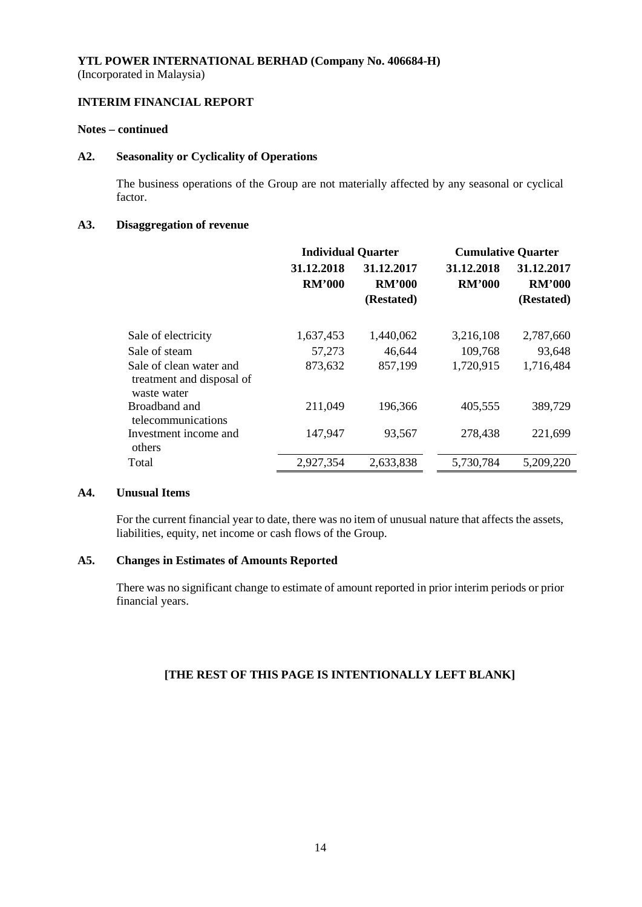**YTL POWER INTERNATIONAL BERHAD (Company No. 406684-H)**
(Incorporated in Malaysia)

**INTERIM FINANCIAL REPORT**

**Notes – continued**

## A2. Seasonality or Cyclicality of Operations

The business operations of the Group are not materially affected by any seasonal or cyclical factor.

## A3. Disaggregation of revenue

| | **Individual Quarter** | | **Cumulative Quarter** | |
|---|---|---|---|---|
| | **31.12.2018 RM'000** | **31.12.2017 RM'000 (Restated)** | **31.12.2018 RM'000** | **31.12.2017 RM'000 (Restated)** |
| Sale of electricity | 1,637,453 | 1,440,062 | 3,216,108 | 2,787,660 |
| Sale of steam | 57,273 | 46,644 | 109,768 | 93,648 |
| Sale of clean water and treatment and disposal of waste water | 873,632 | 857,199 | 1,720,915 | 1,716,484 |
| Broadband and telecommunications | 211,049 | 196,366 | 405,555 | 389,729 |
| Investment income and others | 147,947 | 93,567 | 278,438 | 221,699 |
| Total | 2,927,354 | 2,633,838 | 5,730,784 | 5,209,220 |

## A4. Unusual Items

For the current financial year to date, there was no item of unusual nature that affects the assets, liabilities, equity, net income or cash flows of the Group.

## A5. Changes in Estimates of Amounts Reported

There was no significant change to estimate of amount reported in prior interim periods or prior financial years.

**[THE REST OF THIS PAGE IS INTENTIONALLY LEFT BLANK]**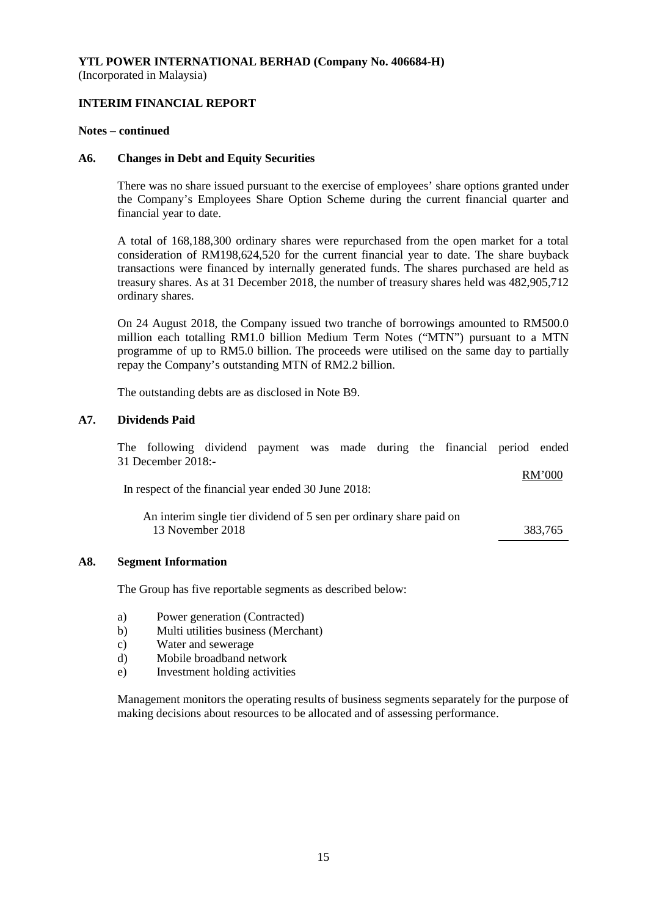**YTL POWER INTERNATIONAL BERHAD (Company No. 406684-H)**
(Incorporated in Malaysia)

**INTERIM FINANCIAL REPORT**

**Notes – continued**

## A6. Changes in Debt and Equity Securities

There was no share issued pursuant to the exercise of employees' share options granted under the Company's Employees Share Option Scheme during the current financial quarter and financial year to date.

A total of 168,188,300 ordinary shares were repurchased from the open market for a total consideration of RM198,624,520 for the current financial year to date. The share buyback transactions were financed by internally generated funds. The shares purchased are held as treasury shares. As at 31 December 2018, the number of treasury shares held was 482,905,712 ordinary shares.

On 24 August 2018, the Company issued two tranche of borrowings amounted to RM500.0 million each totalling RM1.0 billion Medium Term Notes ("MTN") pursuant to a MTN programme of up to RM5.0 billion. The proceeds were utilised on the same day to partially repay the Company's outstanding MTN of RM2.2 billion.

The outstanding debts are as disclosed in Note B9.

## A7. Dividends Paid

The following dividend payment was made during the financial period ended 31 December 2018:-

| | RM'000 |
|---|---|
| In respect of the financial year ended 30 June 2018: | |
| An interim single tier dividend of 5 sen per ordinary share paid on 13 November 2018 | 383,765 |

## A8. Segment Information

The Group has five reportable segments as described below:

a) Power generation (Contracted)
b) Multi utilities business (Merchant)
c) Water and sewerage
d) Mobile broadband network
e) Investment holding activities

Management monitors the operating results of business segments separately for the purpose of making decisions about resources to be allocated and of assessing performance.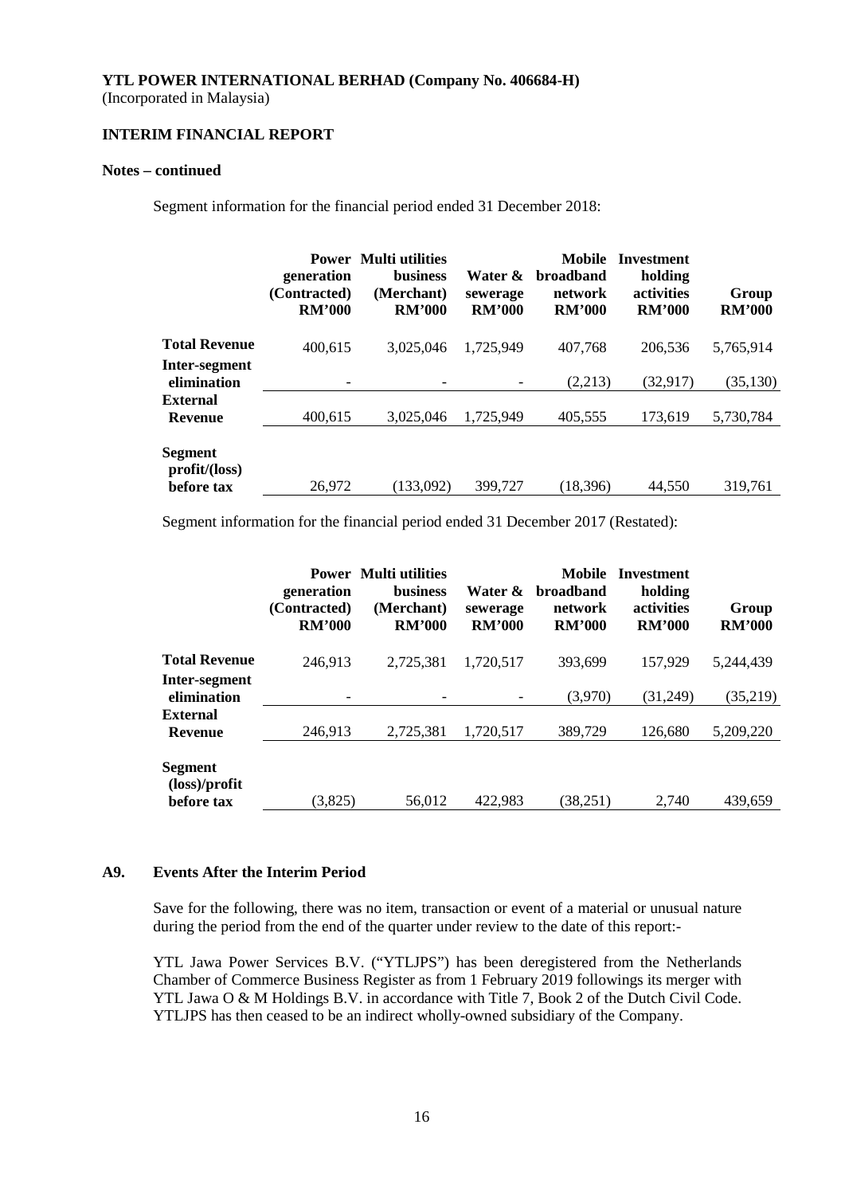**YTL POWER INTERNATIONAL BERHAD (Company No. 406684-H)**
(Incorporated in Malaysia)

**INTERIM FINANCIAL REPORT**

**Notes – continued**

Segment information for the financial period ended 31 December 2018:

| | Power generation (Contracted) RM'000 | Multi utilities business (Merchant) RM'000 | Water & sewerage RM'000 | Mobile broadband network RM'000 | Investment holding activities RM'000 | Group RM'000 |
|---|---|---|---|---|---|---|
| **Total Revenue** | 400,615 | 3,025,046 | 1,725,949 | 407,768 | 206,536 | 5,765,914 |
| **Inter-segment elimination** | - | - | - | (2,213) | (32,917) | (35,130) |
| **External Revenue** | 400,615 | 3,025,046 | 1,725,949 | 405,555 | 173,619 | 5,730,784 |
| **Segment profit/(loss) before tax** | 26,972 | (133,092) | 399,727 | (18,396) | 44,550 | 319,761 |

Segment information for the financial period ended 31 December 2017 (Restated):

| | Power generation (Contracted) RM'000 | Multi utilities business (Merchant) RM'000 | Water & sewerage RM'000 | Mobile broadband network RM'000 | Investment holding activities RM'000 | Group RM'000 |
|---|---|---|---|---|---|---|
| **Total Revenue** | 246,913 | 2,725,381 | 1,720,517 | 393,699 | 157,929 | 5,244,439 |
| **Inter-segment elimination** | - | - | - | (3,970) | (31,249) | (35,219) |
| **External Revenue** | 246,913 | 2,725,381 | 1,720,517 | 389,729 | 126,680 | 5,209,220 |
| **Segment (loss)/profit before tax** | (3,825) | 56,012 | 422,983 | (38,251) | 2,740 | 439,659 |

### A9. Events After the Interim Period

Save for the following, there was no item, transaction or event of a material or unusual nature during the period from the end of the quarter under review to the date of this report:-

YTL Jawa Power Services B.V. ("YTLJPS") has been deregistered from the Netherlands Chamber of Commerce Business Register as from 1 February 2019 followings its merger with YTL Jawa O & M Holdings B.V. in accordance with Title 7, Book 2 of the Dutch Civil Code. YTLJPS has then ceased to be an indirect wholly-owned subsidiary of the Company.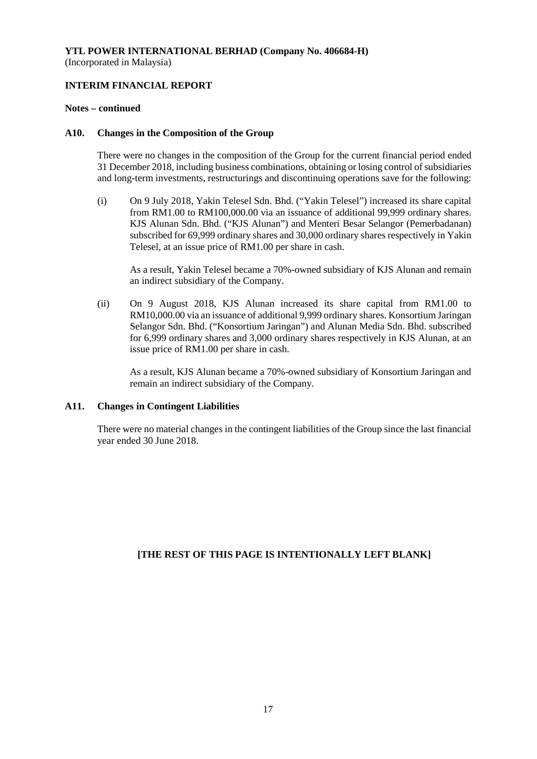**YTL POWER INTERNATIONAL BERHAD (Company No. 406684-H)**
(Incorporated in Malaysia)

**INTERIM FINANCIAL REPORT**

**Notes – continued**

**A10. Changes in the Composition of the Group**

There were no changes in the composition of the Group for the current financial period ended 31 December 2018, including business combinations, obtaining or losing control of subsidiaries and long-term investments, restructurings and discontinuing operations save for the following:

(i) On 9 July 2018, Yakin Telesel Sdn. Bhd. ("Yakin Telesel") increased its share capital from RM1.00 to RM100,000.00 via an issuance of additional 99,999 ordinary shares. KJS Alunan Sdn. Bhd. ("KJS Alunan") and Menteri Besar Selangor (Pemerbadanan) subscribed for 69,999 ordinary shares and 30,000 ordinary shares respectively in Yakin Telesel, at an issue price of RM1.00 per share in cash.

As a result, Yakin Telesel became a 70%-owned subsidiary of KJS Alunan and remain an indirect subsidiary of the Company.

(ii) On 9 August 2018, KJS Alunan increased its share capital from RM1.00 to RM10,000.00 via an issuance of additional 9,999 ordinary shares. Konsortium Jaringan Selangor Sdn. Bhd. ("Konsortium Jaringan") and Alunan Media Sdn. Bhd. subscribed for 6,999 ordinary shares and 3,000 ordinary shares respectively in KJS Alunan, at an issue price of RM1.00 per share in cash.

As a result, KJS Alunan became a 70%-owned subsidiary of Konsortium Jaringan and remain an indirect subsidiary of the Company.

**A11. Changes in Contingent Liabilities**

There were no material changes in the contingent liabilities of the Group since the last financial year ended 30 June 2018.

**[THE REST OF THIS PAGE IS INTENTIONALLY LEFT BLANK]**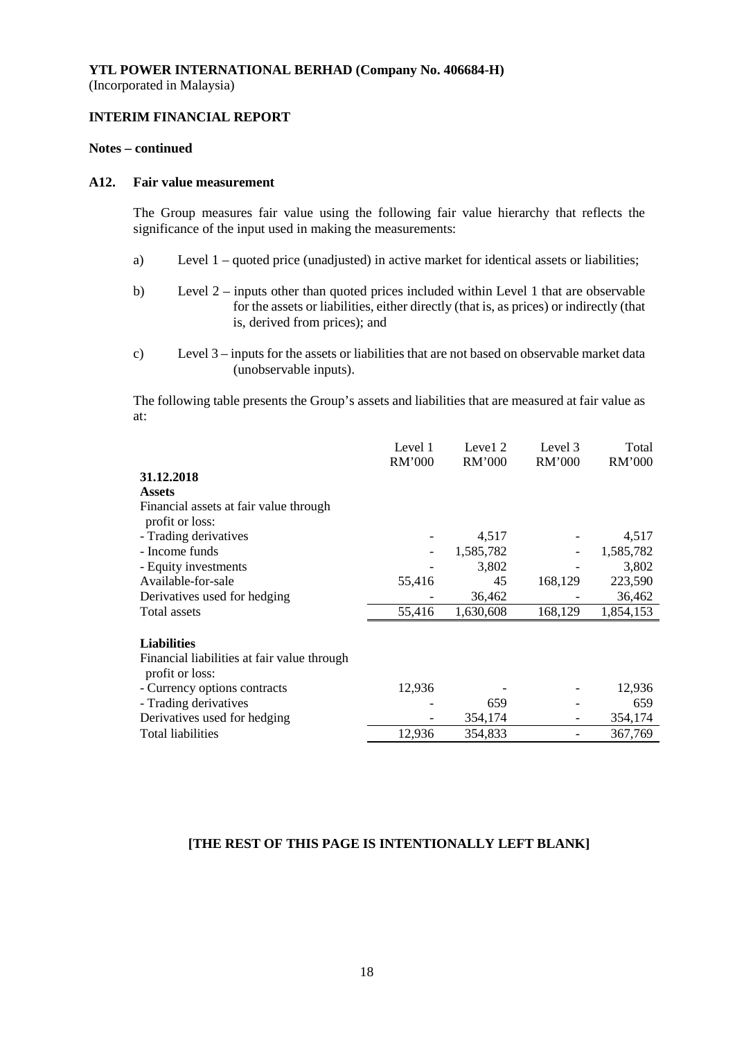**YTL POWER INTERNATIONAL BERHAD (Company No. 406684-H)**
(Incorporated in Malaysia)

**INTERIM FINANCIAL REPORT**

**Notes – continued**

## A12. Fair value measurement

The Group measures fair value using the following fair value hierarchy that reflects the significance of the input used in making the measurements:

a) Level 1 – quoted price (unadjusted) in active market for identical assets or liabilities;

b) Level 2 – inputs other than quoted prices included within Level 1 that are observable for the assets or liabilities, either directly (that is, as prices) or indirectly (that is, derived from prices); and

c) Level 3 – inputs for the assets or liabilities that are not based on observable market data (unobservable inputs).

The following table presents the Group's assets and liabilities that are measured at fair value as at:

| | Level 1 RM'000 | Leve1 2 RM'000 | Level 3 RM'000 | Total RM'000 |
|---|---|---|---|---|
| **31.12.2018** | | | | |
| **Assets** | | | | |
| Financial assets at fair value through profit or loss: | | | | |
| - Trading derivatives | - | 4,517 | - | 4,517 |
| - Income funds | - | 1,585,782 | - | 1,585,782 |
| - Equity investments | - | 3,802 | - | 3,802 |
| Available-for-sale | 55,416 | 45 | 168,129 | 223,590 |
| Derivatives used for hedging | - | 36,462 | - | 36,462 |
| Total assets | 55,416 | 1,630,608 | 168,129 | 1,854,153 |
| | | | | |
| **Liabilities** | | | | |
| Financial liabilities at fair value through profit or loss: | | | | |
| - Currency options contracts | 12,936 | - | - | 12,936 |
| - Trading derivatives | - | 659 | - | 659 |
| Derivatives used for hedging | - | 354,174 | - | 354,174 |
| Total liabilities | 12,936 | 354,833 | - | 367,769 |

**[THE REST OF THIS PAGE IS INTENTIONALLY LEFT BLANK]**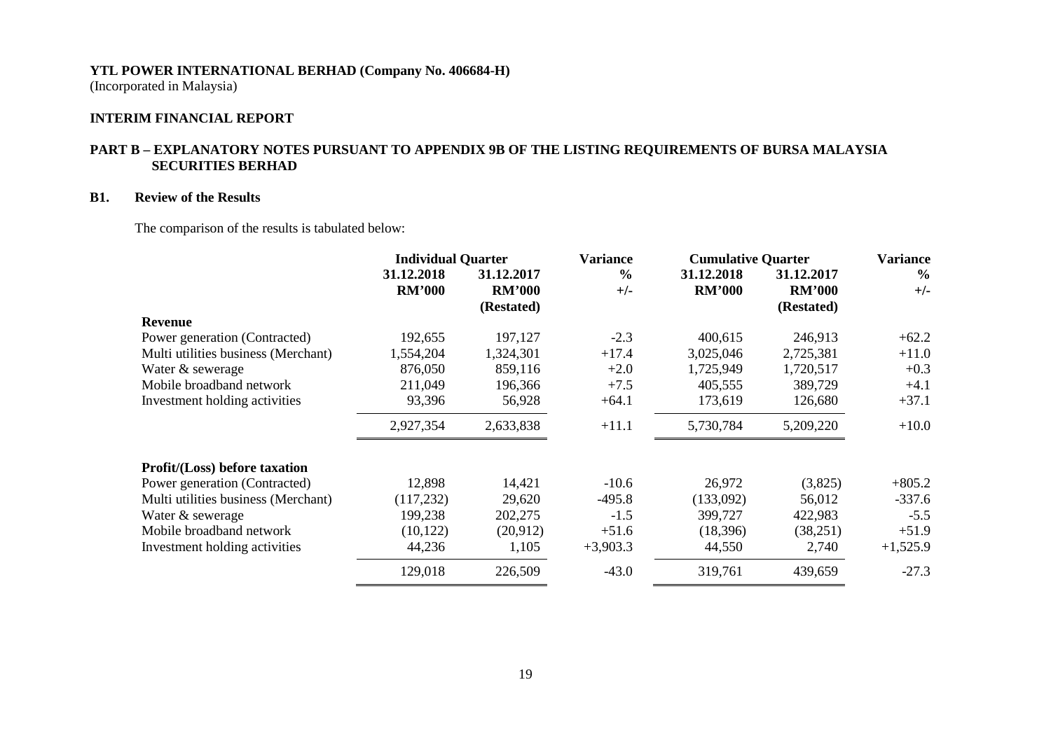**YTL POWER INTERNATIONAL BERHAD (Company No. 406684-H)**
(Incorporated in Malaysia)

**INTERIM FINANCIAL REPORT**

## PART B – EXPLANATORY NOTES PURSUANT TO APPENDIX 9B OF THE LISTING REQUIREMENTS OF BURSA MALAYSIA SECURITIES BERHAD

### B1. Review of the Results

The comparison of the results is tabulated below:

| | Individual Quarter | | Variance | Cumulative Quarter | | Variance |
|---|---|---|---|---|---|---|
| | 31.12.2018 RM'000 | 31.12.2017 RM'000 (Restated) | % +/- | 31.12.2018 RM'000 | 31.12.2017 RM'000 (Restated) | % +/- |
| **Revenue** | | | | | | |
| Power generation (Contracted) | 192,655 | 197,127 | -2.3 | 400,615 | 246,913 | +62.2 |
| Multi utilities business (Merchant) | 1,554,204 | 1,324,301 | +17.4 | 3,025,046 | 2,725,381 | +11.0 |
| Water & sewerage | 876,050 | 859,116 | +2.0 | 1,725,949 | 1,720,517 | +0.3 |
| Mobile broadband network | 211,049 | 196,366 | +7.5 | 405,555 | 389,729 | +4.1 |
| Investment holding activities | 93,396 | 56,928 | +64.1 | 173,619 | 126,680 | +37.1 |
| | 2,927,354 | 2,633,838 | +11.1 | 5,730,784 | 5,209,220 | +10.0 |
| **Profit/(Loss) before taxation** | | | | | | |
| Power generation (Contracted) | 12,898 | 14,421 | -10.6 | 26,972 | (3,825) | +805.2 |
| Multi utilities business (Merchant) | (117,232) | 29,620 | -495.8 | (133,092) | 56,012 | -337.6 |
| Water & sewerage | 199,238 | 202,275 | -1.5 | 399,727 | 422,983 | -5.5 |
| Mobile broadband network | (10,122) | (20,912) | +51.6 | (18,396) | (38,251) | +51.9 |
| Investment holding activities | 44,236 | 1,105 | +3,903.3 | 44,550 | 2,740 | +1,525.9 |
| | 129,018 | 226,509 | -43.0 | 319,761 | 439,659 | -27.3 |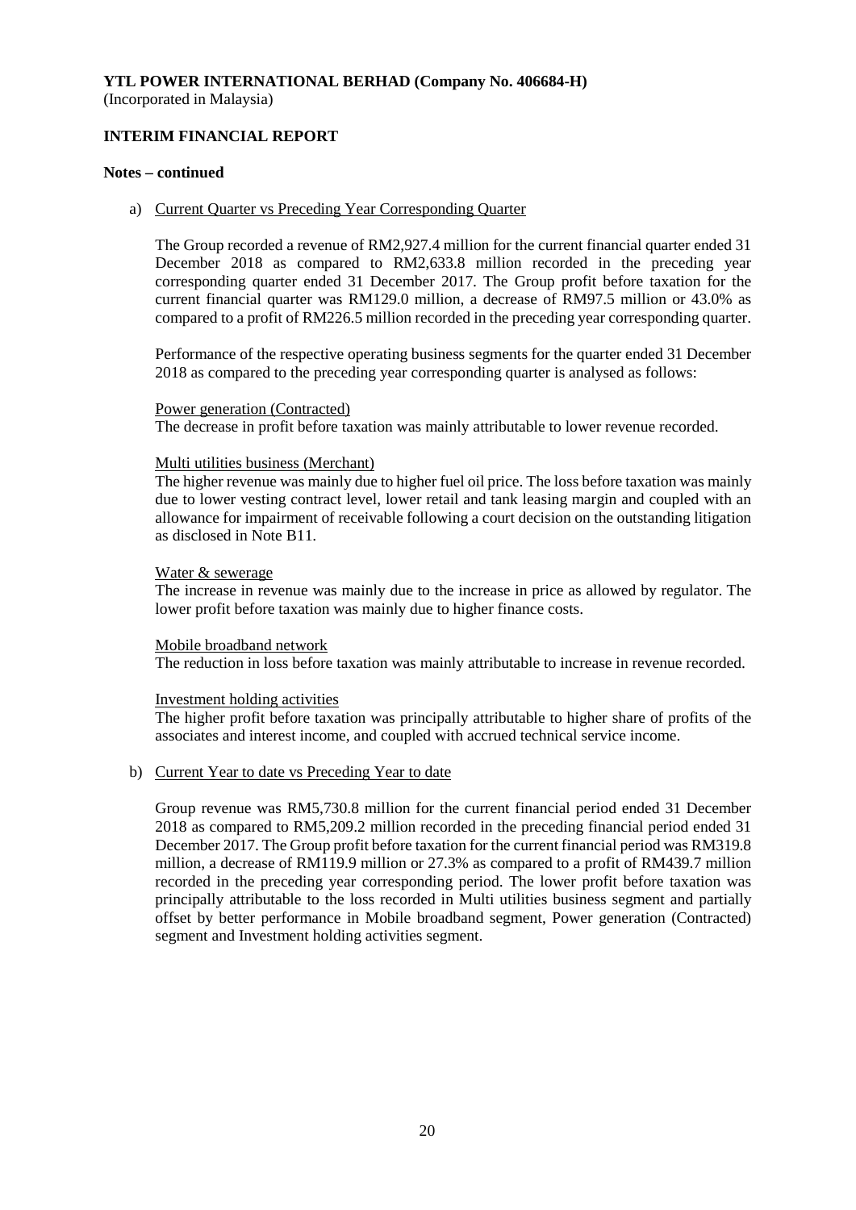**YTL POWER INTERNATIONAL BERHAD (Company No. 406684-H)**
(Incorporated in Malaysia)

**INTERIM FINANCIAL REPORT**

**Notes – continued**

a) Current Quarter vs Preceding Year Corresponding Quarter

The Group recorded a revenue of RM2,927.4 million for the current financial quarter ended 31 December 2018 as compared to RM2,633.8 million recorded in the preceding year corresponding quarter ended 31 December 2017. The Group profit before taxation for the current financial quarter was RM129.0 million, a decrease of RM97.5 million or 43.0% as compared to a profit of RM226.5 million recorded in the preceding year corresponding quarter.

Performance of the respective operating business segments for the quarter ended 31 December 2018 as compared to the preceding year corresponding quarter is analysed as follows:

Power generation (Contracted)
The decrease in profit before taxation was mainly attributable to lower revenue recorded.

Multi utilities business (Merchant)
The higher revenue was mainly due to higher fuel oil price. The loss before taxation was mainly due to lower vesting contract level, lower retail and tank leasing margin and coupled with an allowance for impairment of receivable following a court decision on the outstanding litigation as disclosed in Note B11.

Water & sewerage
The increase in revenue was mainly due to the increase in price as allowed by regulator. The lower profit before taxation was mainly due to higher finance costs.

Mobile broadband network
The reduction in loss before taxation was mainly attributable to increase in revenue recorded.

Investment holding activities
The higher profit before taxation was principally attributable to higher share of profits of the associates and interest income, and coupled with accrued technical service income.

b) Current Year to date vs Preceding Year to date

Group revenue was RM5,730.8 million for the current financial period ended 31 December 2018 as compared to RM5,209.2 million recorded in the preceding financial period ended 31 December 2017. The Group profit before taxation for the current financial period was RM319.8 million, a decrease of RM119.9 million or 27.3% as compared to a profit of RM439.7 million recorded in the preceding year corresponding period. The lower profit before taxation was principally attributable to the loss recorded in Multi utilities business segment and partially offset by better performance in Mobile broadband segment, Power generation (Contracted) segment and Investment holding activities segment.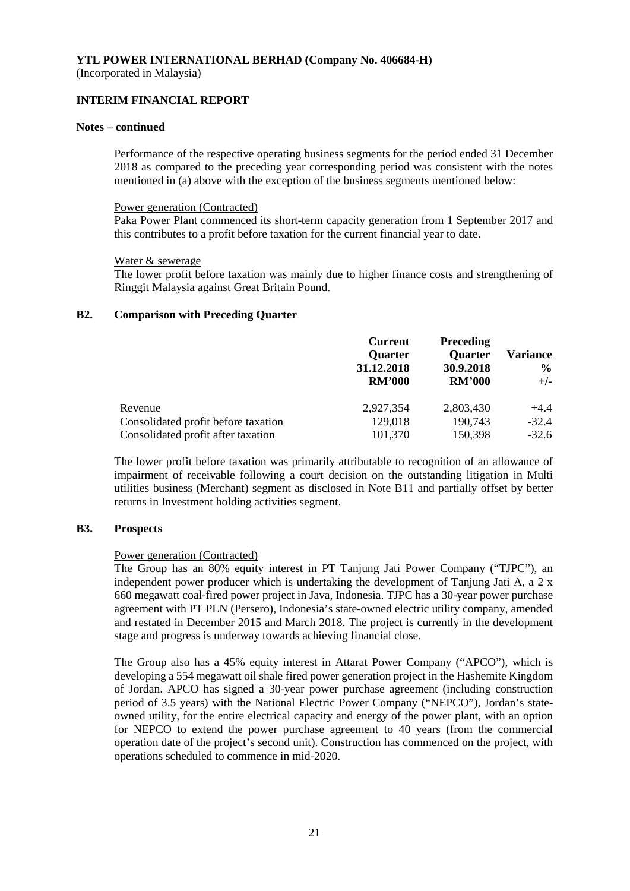**YTL POWER INTERNATIONAL BERHAD (Company No. 406684-H)**
(Incorporated in Malaysia)

**INTERIM FINANCIAL REPORT**

**Notes – continued**

Performance of the respective operating business segments for the period ended 31 December 2018 as compared to the preceding year corresponding period was consistent with the notes mentioned in (a) above with the exception of the business segments mentioned below:

Power generation (Contracted)
Paka Power Plant commenced its short-term capacity generation from 1 September 2017 and this contributes to a profit before taxation for the current financial year to date.

Water & sewerage
The lower profit before taxation was mainly due to higher finance costs and strengthening of Ringgit Malaysia against Great Britain Pound.

## B2. Comparison with Preceding Quarter

| | Current Quarter 31.12.2018 RM'000 | Preceding Quarter 30.9.2018 RM'000 | Variance % +/- |
|---|---|---|---|
| Revenue | 2,927,354 | 2,803,430 | +4.4 |
| Consolidated profit before taxation | 129,018 | 190,743 | -32.4 |
| Consolidated profit after taxation | 101,370 | 150,398 | -32.6 |

The lower profit before taxation was primarily attributable to recognition of an allowance of impairment of receivable following a court decision on the outstanding litigation in Multi utilities business (Merchant) segment as disclosed in Note B11 and partially offset by better returns in Investment holding activities segment.

## B3. Prospects

Power generation (Contracted)
The Group has an 80% equity interest in PT Tanjung Jati Power Company ("TJPC"), an independent power producer which is undertaking the development of Tanjung Jati A, a 2 x 660 megawatt coal-fired power project in Java, Indonesia. TJPC has a 30-year power purchase agreement with PT PLN (Persero), Indonesia's state-owned electric utility company, amended and restated in December 2015 and March 2018. The project is currently in the development stage and progress is underway towards achieving financial close.

The Group also has a 45% equity interest in Attarat Power Company ("APCO"), which is developing a 554 megawatt oil shale fired power generation project in the Hashemite Kingdom of Jordan. APCO has signed a 30-year power purchase agreement (including construction period of 3.5 years) with the National Electric Power Company ("NEPCO"), Jordan's state-owned utility, for the entire electrical capacity and energy of the power plant, with an option for NEPCO to extend the power purchase agreement to 40 years (from the commercial operation date of the project's second unit). Construction has commenced on the project, with operations scheduled to commence in mid-2020.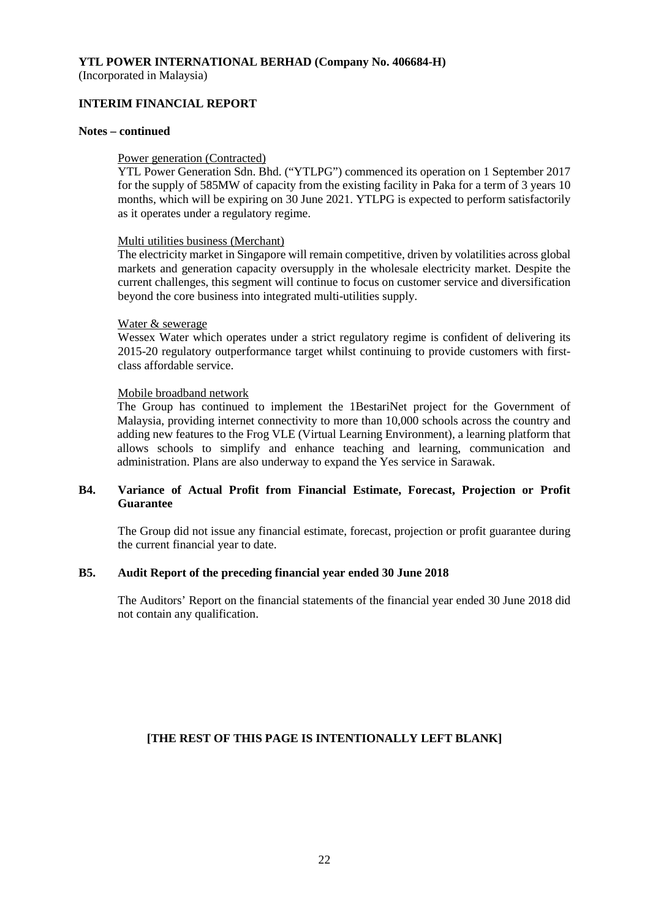**Notes – continued**

Power generation (Contracted)

YTL Power Generation Sdn. Bhd. ("YTLPG") commenced its operation on 1 September 2017 for the supply of 585MW of capacity from the existing facility in Paka for a term of 3 years 10 months, which will be expiring on 30 June 2021. YTLPG is expected to perform satisfactorily as it operates under a regulatory regime.

Multi utilities business (Merchant)

The electricity market in Singapore will remain competitive, driven by volatilities across global markets and generation capacity oversupply in the wholesale electricity market. Despite the current challenges, this segment will continue to focus on customer service and diversification beyond the core business into integrated multi-utilities supply.

Water & sewerage

Wessex Water which operates under a strict regulatory regime is confident of delivering its 2015-20 regulatory outperformance target whilst continuing to provide customers with first-class affordable service.

Mobile broadband network

The Group has continued to implement the 1BestariNet project for the Government of Malaysia, providing internet connectivity to more than 10,000 schools across the country and adding new features to the Frog VLE (Virtual Learning Environment), a learning platform that allows schools to simplify and enhance teaching and learning, communication and administration. Plans are also underway to expand the Yes service in Sarawak.

## B4. Variance of Actual Profit from Financial Estimate, Forecast, Projection or Profit Guarantee

The Group did not issue any financial estimate, forecast, projection or profit guarantee during the current financial year to date.

## B5. Audit Report of the preceding financial year ended 30 June 2018

The Auditors' Report on the financial statements of the financial year ended 30 June 2018 did not contain any qualification.

**[THE REST OF THIS PAGE IS INTENTIONALLY LEFT BLANK]**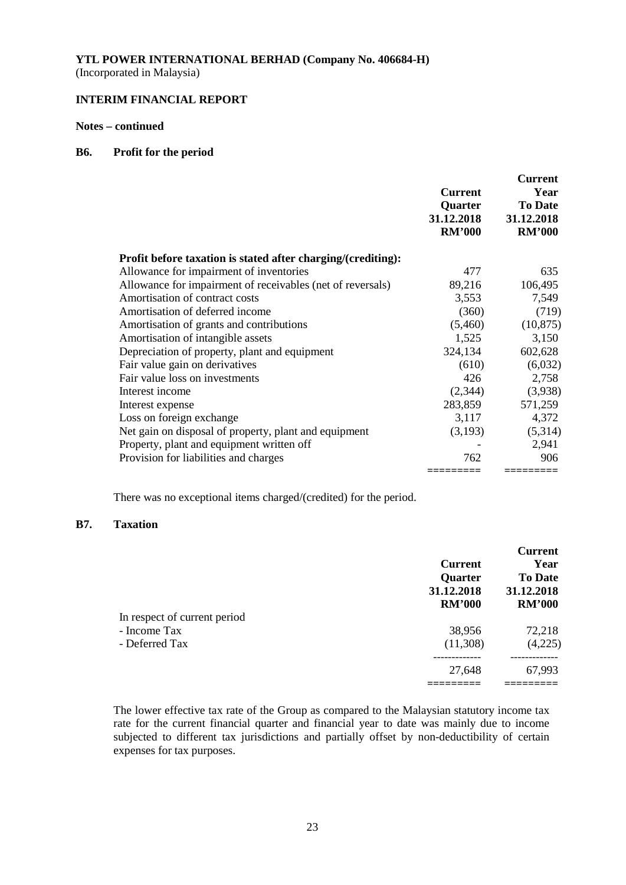**YTL POWER INTERNATIONAL BERHAD (Company No. 406684-H)**
(Incorporated in Malaysia)

**INTERIM FINANCIAL REPORT**

**Notes – continued**

## B6. Profit for the period

| | Current Quarter 31.12.2018 RM'000 | Current Year To Date 31.12.2018 RM'000 |
|---|---|---|
| **Profit before taxation is stated after charging/(crediting):** | | |
| Allowance for impairment of inventories | 477 | 635 |
| Allowance for impairment of receivables (net of reversals) | 89,216 | 106,495 |
| Amortisation of contract costs | 3,553 | 7,549 |
| Amortisation of deferred income | (360) | (719) |
| Amortisation of grants and contributions | (5,460) | (10,875) |
| Amortisation of intangible assets | 1,525 | 3,150 |
| Depreciation of property, plant and equipment | 324,134 | 602,628 |
| Fair value gain on derivatives | (610) | (6,032) |
| Fair value loss on investments | 426 | 2,758 |
| Interest income | (2,344) | (3,938) |
| Interest expense | 283,859 | 571,259 |
| Loss on foreign exchange | 3,117 | 4,372 |
| Net gain on disposal of property, plant and equipment | (3,193) | (5,314) |
| Property, plant and equipment written off | - | 2,941 |
| Provision for liabilities and charges | 762 | 906 |

There was no exceptional items charged/(credited) for the period.

## B7. Taxation

| | Current Quarter 31.12.2018 RM'000 | Current Year To Date 31.12.2018 RM'000 |
|---|---|---|
| In respect of current period | | |
| - Income Tax | 38,956 | 72,218 |
| - Deferred Tax | (11,308) | (4,225) |
| | 27,648 | 67,993 |

The lower effective tax rate of the Group as compared to the Malaysian statutory income tax rate for the current financial quarter and financial year to date was mainly due to income subjected to different tax jurisdictions and partially offset by non-deductibility of certain expenses for tax purposes.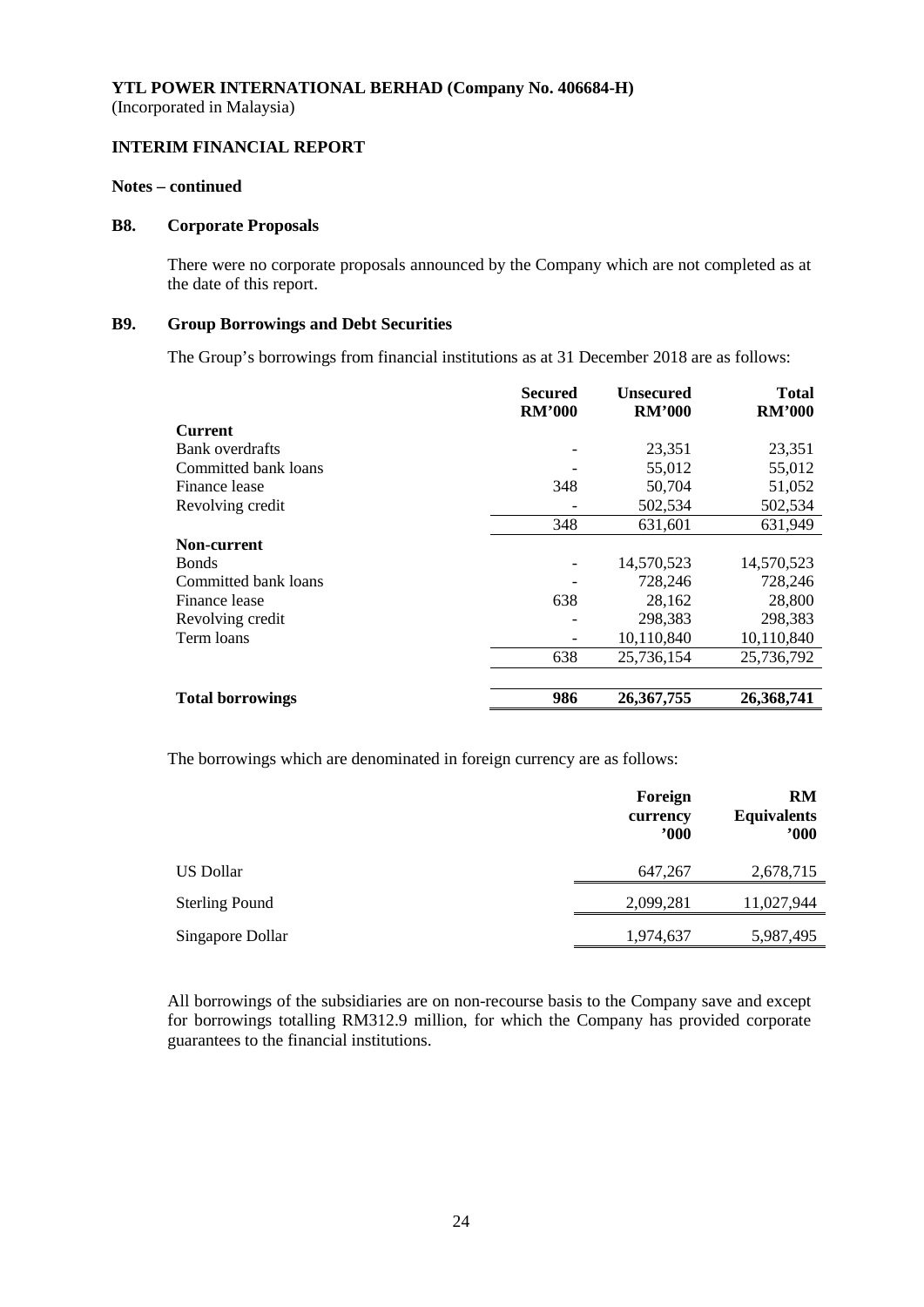**YTL POWER INTERNATIONAL BERHAD (Company No. 406684-H)**
(Incorporated in Malaysia)

**INTERIM FINANCIAL REPORT**

**Notes – continued**

### B8. Corporate Proposals

There were no corporate proposals announced by the Company which are not completed as at the date of this report.

### B9. Group Borrowings and Debt Securities

The Group's borrowings from financial institutions as at 31 December 2018 are as follows:

| | Secured RM'000 | Unsecured RM'000 | Total RM'000 |
|---|---|---|---|
| **Current** | | | |
| Bank overdrafts | - | 23,351 | 23,351 |
| Committed bank loans | - | 55,012 | 55,012 |
| Finance lease | 348 | 50,704 | 51,052 |
| Revolving credit | - | 502,534 | 502,534 |
| | 348 | 631,601 | 631,949 |
| **Non-current** | | | |
| Bonds | - | 14,570,523 | 14,570,523 |
| Committed bank loans | - | 728,246 | 728,246 |
| Finance lease | 638 | 28,162 | 28,800 |
| Revolving credit | - | 298,383 | 298,383 |
| Term loans | - | 10,110,840 | 10,110,840 |
| | 638 | 25,736,154 | 25,736,792 |
| **Total borrowings** | **986** | **26,367,755** | **26,368,741** |

The borrowings which are denominated in foreign currency are as follows:

| | Foreign currency '000 | RM Equivalents '000 |
|---|---|---|
| US Dollar | 647,267 | 2,678,715 |
| Sterling Pound | 2,099,281 | 11,027,944 |
| Singapore Dollar | 1,974,637 | 5,987,495 |

All borrowings of the subsidiaries are on non-recourse basis to the Company save and except for borrowings totalling RM312.9 million, for which the Company has provided corporate guarantees to the financial institutions.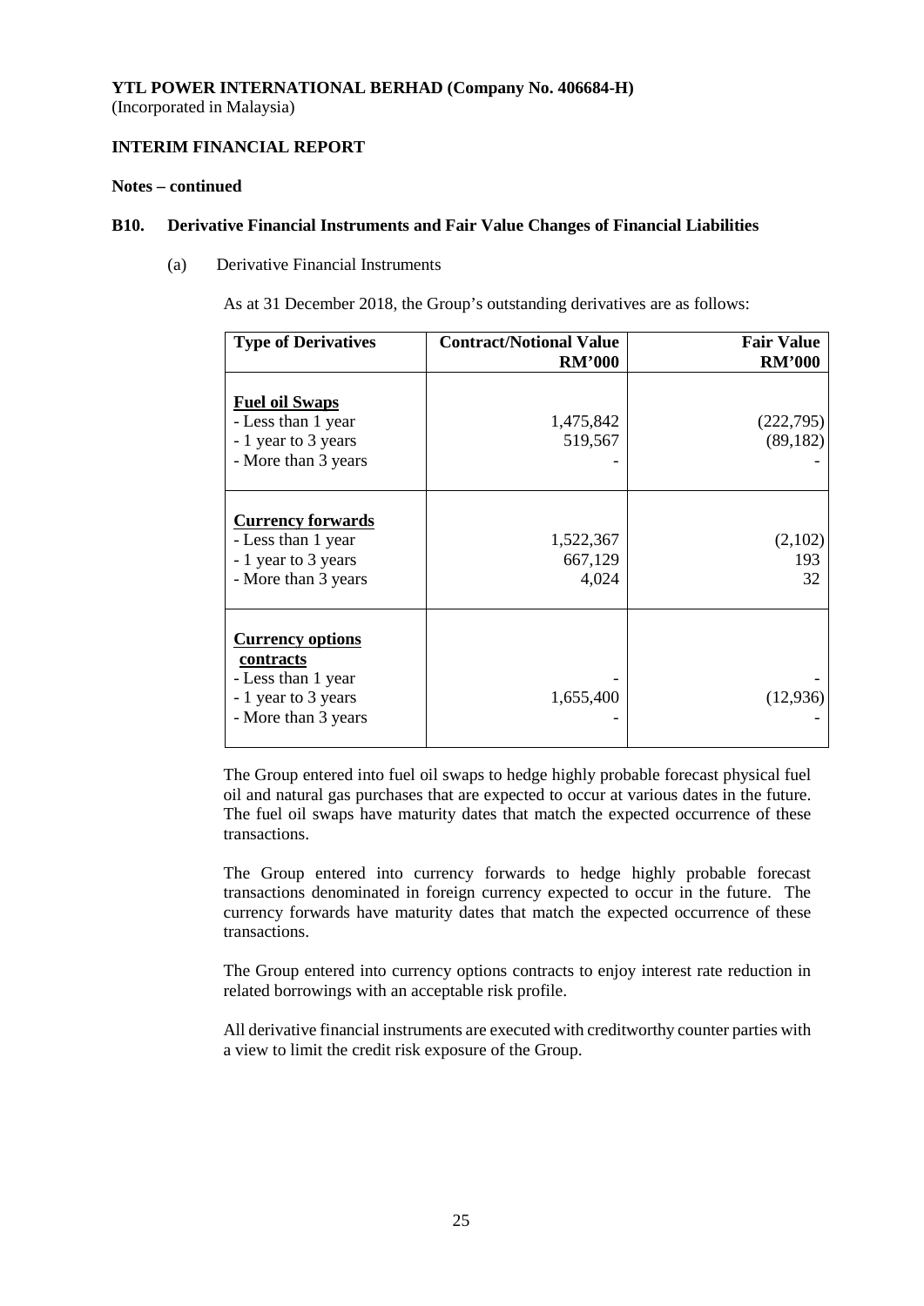**YTL POWER INTERNATIONAL BERHAD (Company No. 406684-H)**
(Incorporated in Malaysia)

**INTERIM FINANCIAL REPORT**

**Notes – continued**

**B10. Derivative Financial Instruments and Fair Value Changes of Financial Liabilities**

(a) Derivative Financial Instruments

As at 31 December 2018, the Group's outstanding derivatives are as follows:

| Type of Derivatives | Contract/Notional Value RM'000 | Fair Value RM'000 |
|---|---|---|
| **Fuel oil Swaps** | | |
| - Less than 1 year | 1,475,842 | (222,795) |
| - 1 year to 3 years | 519,567 | (89,182) |
| - More than 3 years | - | - |
| **Currency forwards** | | |
| - Less than 1 year | 1,522,367 | (2,102) |
| - 1 year to 3 years | 667,129 | 193 |
| - More than 3 years | 4,024 | 32 |
| **Currency options contracts** | | |
| - Less than 1 year | - | - |
| - 1 year to 3 years | 1,655,400 | (12,936) |
| - More than 3 years | - | - |

The Group entered into fuel oil swaps to hedge highly probable forecast physical fuel oil and natural gas purchases that are expected to occur at various dates in the future. The fuel oil swaps have maturity dates that match the expected occurrence of these transactions.

The Group entered into currency forwards to hedge highly probable forecast transactions denominated in foreign currency expected to occur in the future. The currency forwards have maturity dates that match the expected occurrence of these transactions.

The Group entered into currency options contracts to enjoy interest rate reduction in related borrowings with an acceptable risk profile.

All derivative financial instruments are executed with creditworthy counter parties with a view to limit the credit risk exposure of the Group.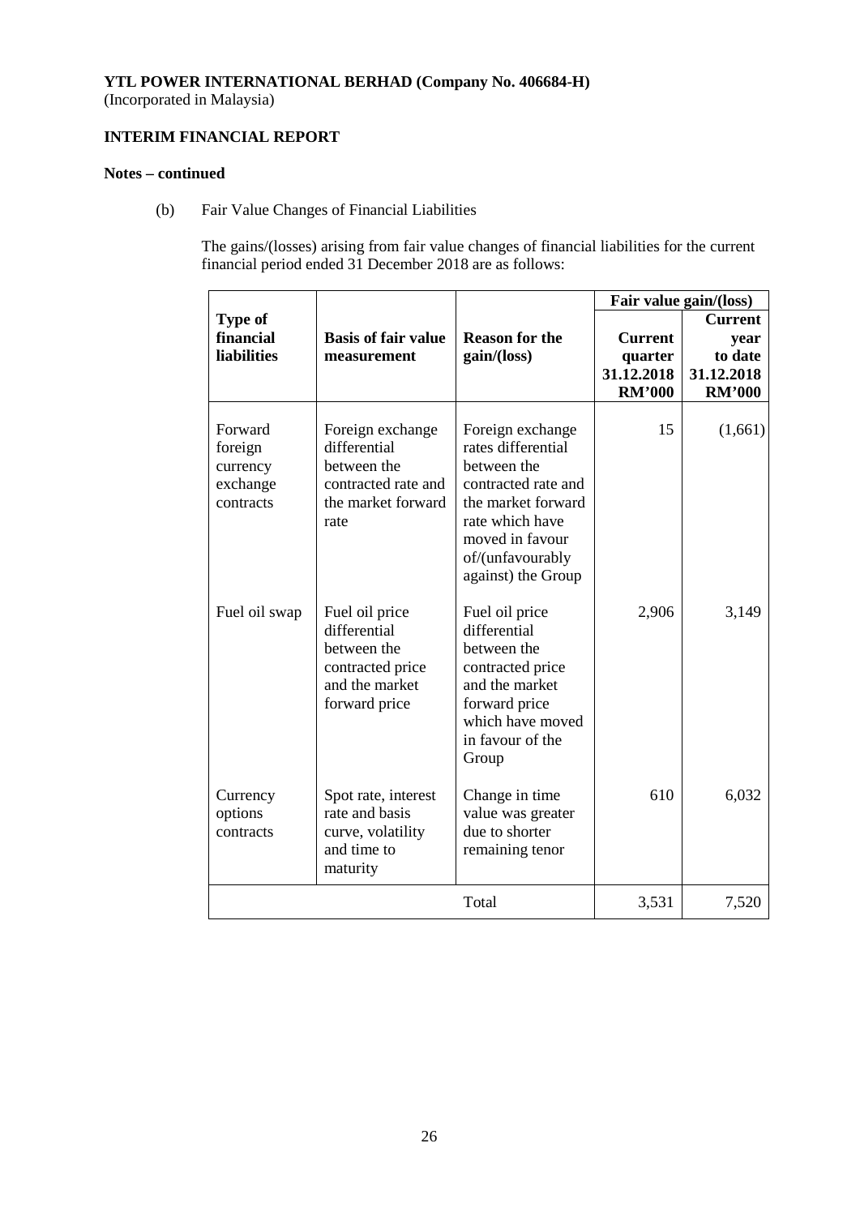**YTL POWER INTERNATIONAL BERHAD (Company No. 406684-H)**
(Incorporated in Malaysia)

**INTERIM FINANCIAL REPORT**

**Notes – continued**

(b) Fair Value Changes of Financial Liabilities

The gains/(losses) arising from fair value changes of financial liabilities for the current financial period ended 31 December 2018 are as follows:

| Type of financial liabilities | Basis of fair value measurement | Reason for the gain/(loss) | Fair value gain/(loss) | |
|---|---|---|---|---|
| | | | Current quarter 31.12.2018 RM'000 | Current year to date 31.12.2018 RM'000 |
| Forward foreign currency exchange contracts | Foreign exchange differential between the contracted rate and the market forward rate | Foreign exchange rates differential between the contracted rate and the market forward rate which have moved in favour of/(unfavourably against) the Group | 15 | (1,661) |
| Fuel oil swap | Fuel oil price differential between the contracted price and the market forward price | Fuel oil price differential between the contracted price and the market forward price which have moved in favour of the Group | 2,906 | 3,149 |
| Currency options contracts | Spot rate, interest rate and basis curve, volatility and time to maturity | Change in time value was greater due to shorter remaining tenor | 610 | 6,032 |
| | | Total | 3,531 | 7,520 |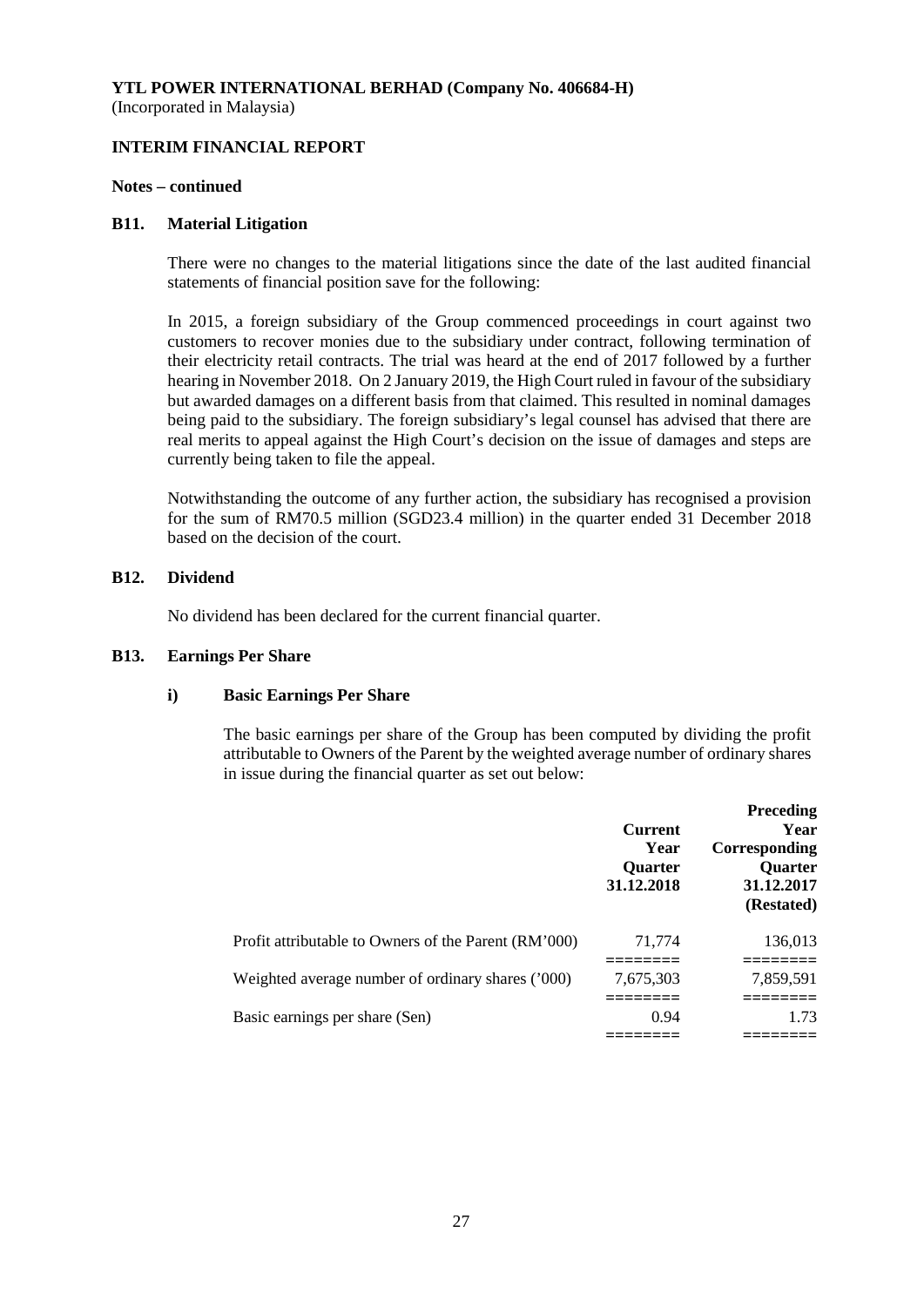**YTL POWER INTERNATIONAL BERHAD (Company No. 406684-H)**
(Incorporated in Malaysia)

**INTERIM FINANCIAL REPORT**

**Notes – continued**

## B11. Material Litigation

There were no changes to the material litigations since the date of the last audited financial statements of financial position save for the following:

In 2015, a foreign subsidiary of the Group commenced proceedings in court against two customers to recover monies due to the subsidiary under contract, following termination of their electricity retail contracts. The trial was heard at the end of 2017 followed by a further hearing in November 2018. On 2 January 2019, the High Court ruled in favour of the subsidiary but awarded damages on a different basis from that claimed. This resulted in nominal damages being paid to the subsidiary. The foreign subsidiary's legal counsel has advised that there are real merits to appeal against the High Court's decision on the issue of damages and steps are currently being taken to file the appeal.

Notwithstanding the outcome of any further action, the subsidiary has recognised a provision for the sum of RM70.5 million (SGD23.4 million) in the quarter ended 31 December 2018 based on the decision of the court.

## B12. Dividend

No dividend has been declared for the current financial quarter.

## B13. Earnings Per Share

### i) Basic Earnings Per Share

The basic earnings per share of the Group has been computed by dividing the profit attributable to Owners of the Parent by the weighted average number of ordinary shares in issue during the financial quarter as set out below:

| | Current Year Quarter 31.12.2018 | Preceding Year Corresponding Quarter 31.12.2017 (Restated) |
|---|---|---|
| Profit attributable to Owners of the Parent (RM'000) | 71,774 | 136,013 |
| Weighted average number of ordinary shares ('000) | 7,675,303 | 7,859,591 |
| Basic earnings per share (Sen) | 0.94 | 1.73 |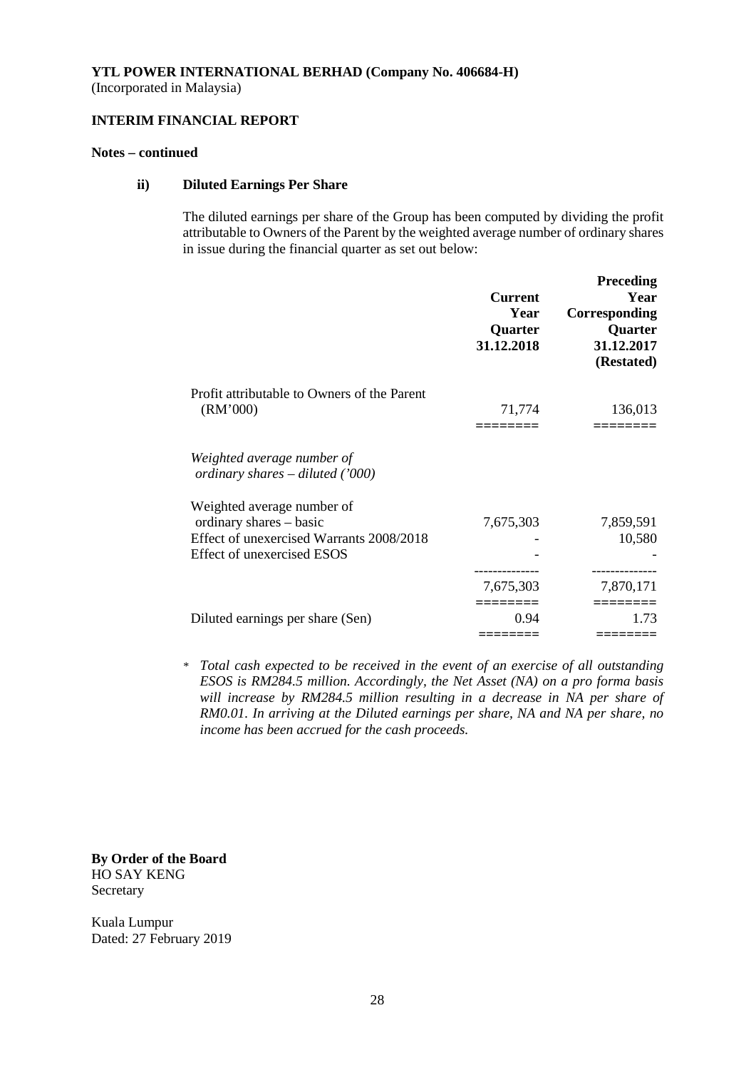**YTL POWER INTERNATIONAL BERHAD (Company No. 406684-H)**
(Incorporated in Malaysia)

**INTERIM FINANCIAL REPORT**

**Notes – continued**

**ii) Diluted Earnings Per Share**

The diluted earnings per share of the Group has been computed by dividing the profit attributable to Owners of the Parent by the weighted average number of ordinary shares in issue during the financial quarter as set out below:

| | **Current Year Quarter 31.12.2018** | **Preceding Year Corresponding Quarter 31.12.2017 (Restated)** |
|---|---|---|
| Profit attributable to Owners of the Parent (RM'000) | 71,774 | 136,013 |
| *Weighted average number of ordinary shares – diluted ('000)* | | |
| Weighted average number of ordinary shares – basic | 7,675,303 | 7,859,591 |
| Effect of unexercised Warrants 2008/2018 | - | 10,580 |
| Effect of unexercised ESOS | - | - |
| | 7,675,303 | 7,870,171 |
| Diluted earnings per share (Sen) | 0.94 | 1.73 |

\* *Total cash expected to be received in the event of an exercise of all outstanding ESOS is RM284.5 million. Accordingly, the Net Asset (NA) on a pro forma basis will increase by RM284.5 million resulting in a decrease in NA per share of RM0.01. In arriving at the Diluted earnings per share, NA and NA per share, no income has been accrued for the cash proceeds.*

**By Order of the Board**
HO SAY KENG
Secretary

Kuala Lumpur
Dated: 27 February 2019